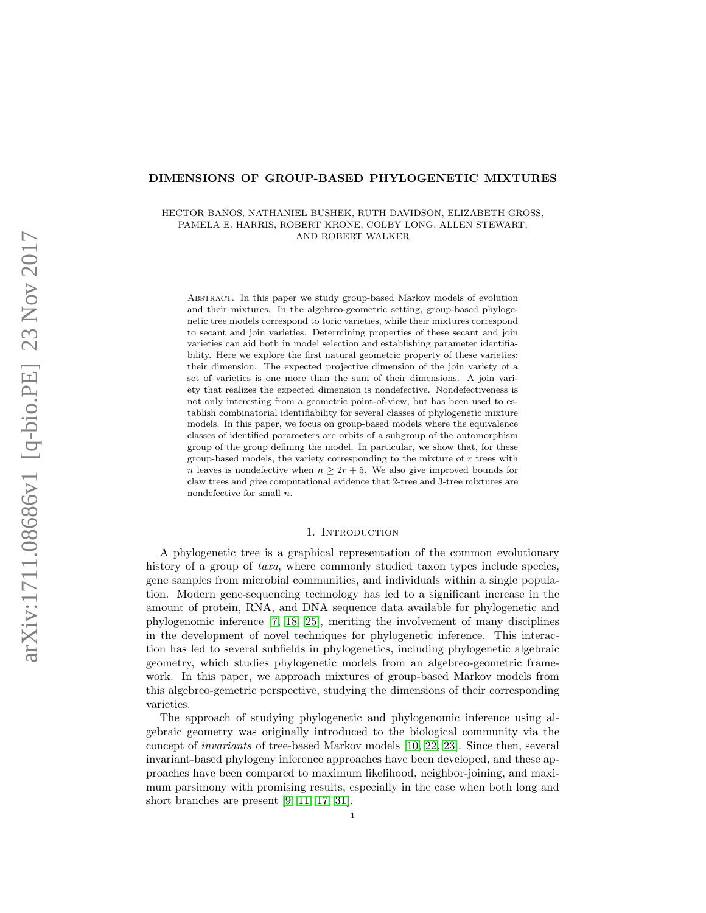# DIMENSIONS OF GROUP-BASED PHYLOGENETIC MIXTURES

HECTOR BAÑOS, NATHANIEL BUSHEK, RUTH DAVIDSON, ELIZABETH GROSS, PAMELA E. HARRIS, ROBERT KRONE, COLBY LONG, ALLEN STEWART, AND ROBERT WALKER

Abstract. In this paper we study group-based Markov models of evolution and their mixtures. In the algebreo-geometric setting, group-based phylogenetic tree models correspond to toric varieties, while their mixtures correspond to secant and join varieties. Determining properties of these secant and join varieties can aid both in model selection and establishing parameter identifiability. Here we explore the first natural geometric property of these varieties: their dimension. The expected projective dimension of the join variety of a set of varieties is one more than the sum of their dimensions. A join variety that realizes the expected dimension is nondefective. Nondefectiveness is not only interesting from a geometric point-of-view, but has been used to establish combinatorial identifiability for several classes of phylogenetic mixture models. In this paper, we focus on group-based models where the equivalence classes of identified parameters are orbits of a subgroup of the automorphism group of the group defining the model. In particular, we show that, for these group-based models, the variety corresponding to the mixture of $r$ trees with $n$ leaves is nondefective when $n \geq 2r + 5$. We also give improved bounds for claw trees and give computational evidence that 2-tree and 3-tree mixtures are nondefective for small $n$.

## 1. Introduction

A phylogenetic tree is a graphical representation of the common evolutionary history of a group of *taxa*, where commonly studied taxon types include species, gene samples from microbial communities, and individuals within a single population. Modern gene-sequencing technology has led to a significant increase in the amount of protein, RNA, and DNA sequence data available for phylogenetic and phylogenomic inference [7, 18, 25], meriting the involvement of many disciplines in the development of novel techniques for phylogenetic inference. This interaction has led to several subfields in phylogenetics, including phylogenetic algebraic geometry, which studies phylogenetic models from an algebreo-geometric framework. In this paper, we approach mixtures of group-based Markov models from this algebreo-gemetric perspective, studying the dimensions of their corresponding varieties.

The approach of studying phylogenetic and phylogenomic inference using algebraic geometry was originally introduced to the biological community via the concept of *invariants* of tree-based Markov models [10, 22, 23]. Since then, several invariant-based phylogeny inference approaches have been developed, and these approaches have been compared to maximum likelihood, neighbor-joining, and maximum parsimony with promising results, especially in the case when both long and short branches are present [9, 11, 17, 31].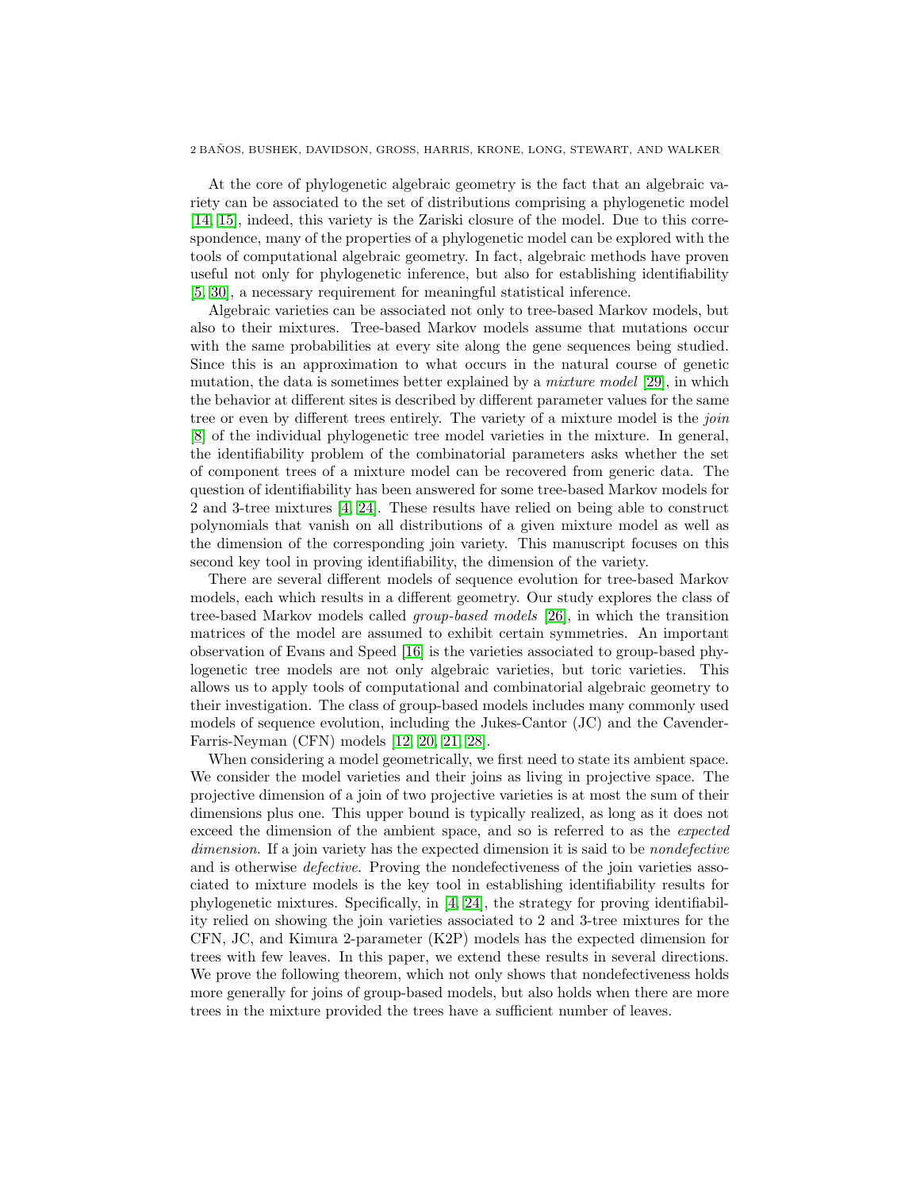At the core of phylogenetic algebraic geometry is the fact that an algebraic variety can be associated to the set of distributions comprising a phylogenetic model [14, 15], indeed, this variety is the Zariski closure of the model. Due to this correspondence, many of the properties of a phylogenetic model can be explored with the tools of computational algebraic geometry. In fact, algebraic methods have proven useful not only for phylogenetic inference, but also for establishing identifiability [5, 30], a necessary requirement for meaningful statistical inference.

Algebraic varieties can be associated not only to tree-based Markov models, but also to their mixtures. Tree-based Markov models assume that mutations occur with the same probabilities at every site along the gene sequences being studied. Since this is an approximation to what occurs in the natural course of genetic mutation, the data is sometimes better explained by a *mixture model* [29], in which the behavior at different sites is described by different parameter values for the same tree or even by different trees entirely. The variety of a mixture model is the *join* [8] of the individual phylogenetic tree model varieties in the mixture. In general, the identifiability problem of the combinatorial parameters asks whether the set of component trees of a mixture model can be recovered from generic data. The question of identifiability has been answered for some tree-based Markov models for 2 and 3-tree mixtures [4, 24]. These results have relied on being able to construct polynomials that vanish on all distributions of a given mixture model as well as the dimension of the corresponding join variety. This manuscript focuses on this second key tool in proving identifiability, the dimension of the variety.

There are several different models of sequence evolution for tree-based Markov models, each which results in a different geometry. Our study explores the class of tree-based Markov models called *group-based models* [26], in which the transition matrices of the model are assumed to exhibit certain symmetries. An important observation of Evans and Speed [16] is the varieties associated to group-based phylogenetic tree models are not only algebraic varieties, but toric varieties. This allows us to apply tools of computational and combinatorial algebraic geometry to their investigation. The class of group-based models includes many commonly used models of sequence evolution, including the Jukes-Cantor (JC) and the Cavender-Farris-Neyman (CFN) models [12, 20, 21, 28].

When considering a model geometrically, we first need to state its ambient space. We consider the model varieties and their joins as living in projective space. The projective dimension of a join of two projective varieties is at most the sum of their dimensions plus one. This upper bound is typically realized, as long as it does not exceed the dimension of the ambient space, and so is referred to as the *expected dimension*. If a join variety has the expected dimension it is said to be *nondefective* and is otherwise *defective*. Proving the nondefectiveness of the join varieties associated to mixture models is the key tool in establishing identifiability results for phylogenetic mixtures. Specifically, in [4, 24], the strategy for proving identifiability relied on showing the join varieties associated to 2 and 3-tree mixtures for the CFN, JC, and Kimura 2-parameter (K2P) models has the expected dimension for trees with few leaves. In this paper, we extend these results in several directions. We prove the following theorem, which not only shows that nondefectiveness holds more generally for joins of group-based models, but also holds when there are more trees in the mixture provided the trees have a sufficient number of leaves.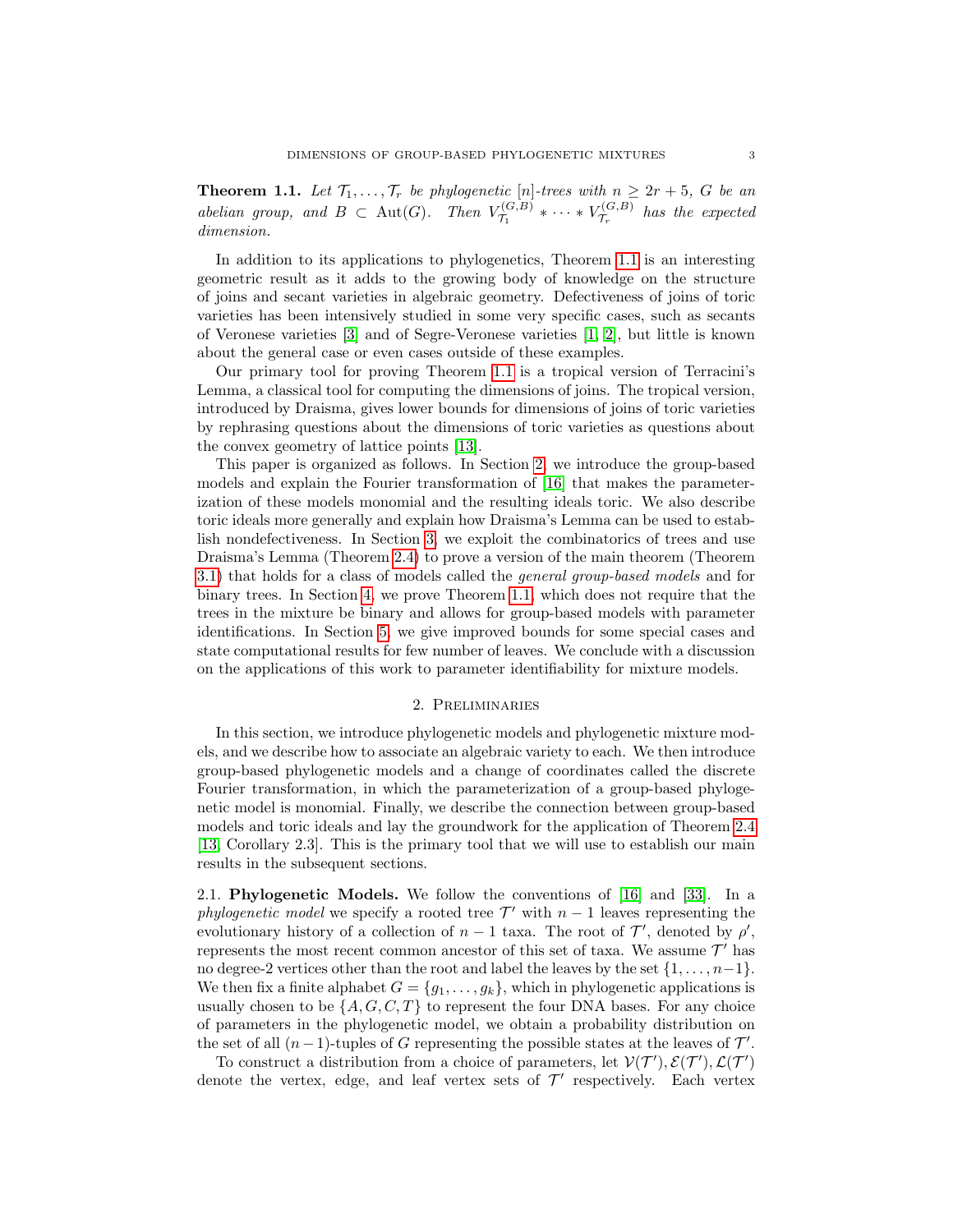**Theorem 1.1.** *Let $\mathcal{T}_1, \ldots, \mathcal{T}_r$ be phylogenetic $[n]$-trees with $n \geq 2r+5$, $G$ be an abelian group, and $B \subset \mathrm{Aut}(G)$. Then $V_{\mathcal{T}_1}^{(G,B)} * \cdots * V_{\mathcal{T}_r}^{(G,B)}$ has the expected dimension.*

In addition to its applications to phylogenetics, Theorem 1.1 is an interesting geometric result as it adds to the growing body of knowledge on the structure of joins and secant varieties in algebraic geometry. Defectiveness of joins of toric varieties has been intensively studied in some very specific cases, such as secants of Veronese varieties [3] and of Segre-Veronese varieties [1, 2], but little is known about the general case or even cases outside of these examples.

Our primary tool for proving Theorem 1.1 is a tropical version of Terracini's Lemma, a classical tool for computing the dimensions of joins. The tropical version, introduced by Draisma, gives lower bounds for dimensions of joins of toric varieties by rephrasing questions about the dimensions of toric varieties as questions about the convex geometry of lattice points [13].

This paper is organized as follows. In Section 2, we introduce the group-based models and explain the Fourier transformation of [16] that makes the parameterization of these models monomial and the resulting ideals toric. We also describe toric ideals more generally and explain how Draisma's Lemma can be used to establish nondefectiveness. In Section 3, we exploit the combinatorics of trees and use Draisma's Lemma (Theorem 2.4) to prove a version of the main theorem (Theorem 3.1) that holds for a class of models called the *general group-based models* and for binary trees. In Section 4, we prove Theorem 1.1, which does not require that the trees in the mixture be binary and allows for group-based models with parameter identifications. In Section 5, we give improved bounds for some special cases and state computational results for few number of leaves. We conclude with a discussion on the applications of this work to parameter identifiability for mixture models.

## 2. Preliminaries

In this section, we introduce phylogenetic models and phylogenetic mixture models, and we describe how to associate an algebraic variety to each. We then introduce group-based phylogenetic models and a change of coordinates called the discrete Fourier transformation, in which the parameterization of a group-based phylogenetic model is monomial. Finally, we describe the connection between group-based models and toric ideals and lay the groundwork for the application of Theorem 2.4 [13, Corollary 2.3]. This is the primary tool that we will use to establish our main results in the subsequent sections.

2.1. **Phylogenetic Models.** We follow the conventions of [16] and [33]. In a *phylogenetic model* we specify a rooted tree $\mathcal{T}'$ with $n-1$ leaves representing the evolutionary history of a collection of $n-1$ taxa. The root of $\mathcal{T}'$, denoted by $\rho'$, represents the most recent common ancestor of this set of taxa. We assume $\mathcal{T}'$ has no degree-2 vertices other than the root and label the leaves by the set $\{1, \ldots, n-1\}$. We then fix a finite alphabet $G = \{g_1, \ldots, g_k\}$, which in phylogenetic applications is usually chosen to be $\{A, G, C, T\}$ to represent the four DNA bases. For any choice of parameters in the phylogenetic model, we obtain a probability distribution on the set of all $(n-1)$-tuples of $G$ representing the possible states at the leaves of $\mathcal{T}'$.

To construct a distribution from a choice of parameters, let $\mathcal{V}(\mathcal{T}'), \mathcal{E}(\mathcal{T}'), \mathcal{L}(\mathcal{T}')$ denote the vertex, edge, and leaf vertex sets of $\mathcal{T}'$ respectively. Each vertex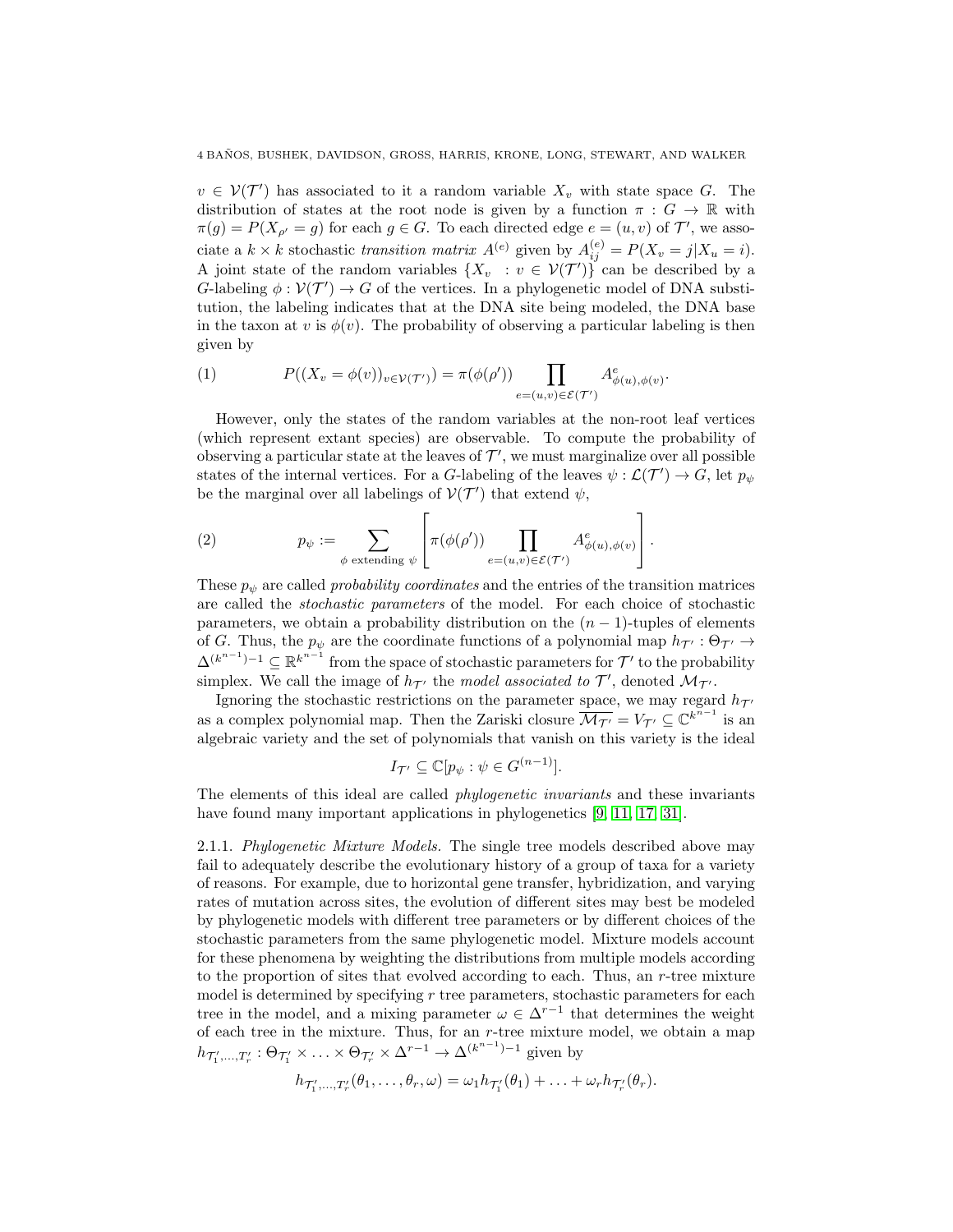$v \in \mathcal{V}(\mathcal{T}')$ has associated to it a random variable $X_v$ with state space $G$. The distribution of states at the root node is given by a function $\pi : G \to \mathbb{R}$ with $\pi(g) = P(X_{\rho'} = g)$ for each $g \in G$. To each directed edge $e = (u, v)$ of $\mathcal{T}'$, we associate a $k \times k$ stochastic *transition matrix* $A^{(e)}$ given by $A^{(e)}_{ij} = P(X_v = j | X_u = i)$. A joint state of the random variables $\{X_v \ : v \in \mathcal{V}(\mathcal{T}')\}$ can be described by a $G$-labeling $\phi : \mathcal{V}(\mathcal{T}') \to G$ of the vertices. In a phylogenetic model of DNA substitution, the labeling indicates that at the DNA site being modeled, the DNA base in the taxon at $v$ is $\phi(v)$. The probability of observing a particular labeling is then given by

$$P((X_v = \phi(v))_{v \in \mathcal{V}(\mathcal{T}')}) = \pi(\phi(\rho')) \prod_{e=(u,v) \in \mathcal{E}(\mathcal{T}')} A^e_{\phi(u),\phi(v)}. \tag{1}$$

However, only the states of the random variables at the non-root leaf vertices (which represent extant species) are observable. To compute the probability of observing a particular state at the leaves of $\mathcal{T}'$, we must marginalize over all possible states of the internal vertices. For a $G$-labeling of the leaves $\psi : \mathcal{L}(\mathcal{T}') \to G$, let $p_\psi$ be the marginal over all labelings of $\mathcal{V}(\mathcal{T}')$ that extend $\psi$,

$$p_\psi := \sum_{\phi \text{ extending } \psi} \left[ \pi(\phi(\rho')) \prod_{e=(u,v) \in \mathcal{E}(\mathcal{T}')} A^e_{\phi(u),\phi(v)} \right]. \tag{2}$$

These $p_\psi$ are called *probability coordinates* and the entries of the transition matrices are called the *stochastic parameters* of the model. For each choice of stochastic parameters, we obtain a probability distribution on the $(n-1)$-tuples of elements of $G$. Thus, the $p_\psi$ are the coordinate functions of a polynomial map $h_{\mathcal{T}'} : \Theta_{\mathcal{T}'} \to \Delta^{(k^{n-1})-1} \subseteq \mathbb{R}^{k^{n-1}}$ from the space of stochastic parameters for $\mathcal{T}'$ to the probability simplex. We call the image of $h_{\mathcal{T}'}$ the *model associated to* $\mathcal{T}'$, denoted $\mathcal{M}_{\mathcal{T}'}$.

Ignoring the stochastic restrictions on the parameter space, we may regard $h_{\mathcal{T}'}$ as a complex polynomial map. Then the Zariski closure $\overline{\mathcal{M}_{\mathcal{T}'}} = V_{\mathcal{T}'} \subseteq \mathbb{C}^{k^{n-1}}$ is an algebraic variety and the set of polynomials that vanish on this variety is the ideal

$$I_{\mathcal{T}'} \subseteq \mathbb{C}[p_\psi : \psi \in G^{(n-1)}].$$

The elements of this ideal are called *phylogenetic invariants* and these invariants have found many important applications in phylogenetics [9, 11, 17, 31].

2.1.1. *Phylogenetic Mixture Models.* The single tree models described above may fail to adequately describe the evolutionary history of a group of taxa for a variety of reasons. For example, due to horizontal gene transfer, hybridization, and varying rates of mutation across sites, the evolution of different sites may best be modeled by phylogenetic models with different tree parameters or by different choices of the stochastic parameters from the same phylogenetic model. Mixture models account for these phenomena by weighting the distributions from multiple models according to the proportion of sites that evolved according to each. Thus, an $r$-tree mixture model is determined by specifying $r$ tree parameters, stochastic parameters for each tree in the model, and a mixing parameter $\omega \in \Delta^{r-1}$ that determines the weight of each tree in the mixture. Thus, for an $r$-tree mixture model, we obtain a map $h_{\mathcal{T}'_1,\ldots,\mathcal{T}'_r} : \Theta_{\mathcal{T}'_1} \times \ldots \times \Theta_{\mathcal{T}'_r} \times \Delta^{r-1} \to \Delta^{(k^{n-1})-1}$ given by

$$h_{\mathcal{T}'_1,\ldots,\mathcal{T}'_r}(\theta_1, \ldots, \theta_r, \omega) = \omega_1 h_{\mathcal{T}'_1}(\theta_1) + \ldots + \omega_r h_{\mathcal{T}'_r}(\theta_r).$$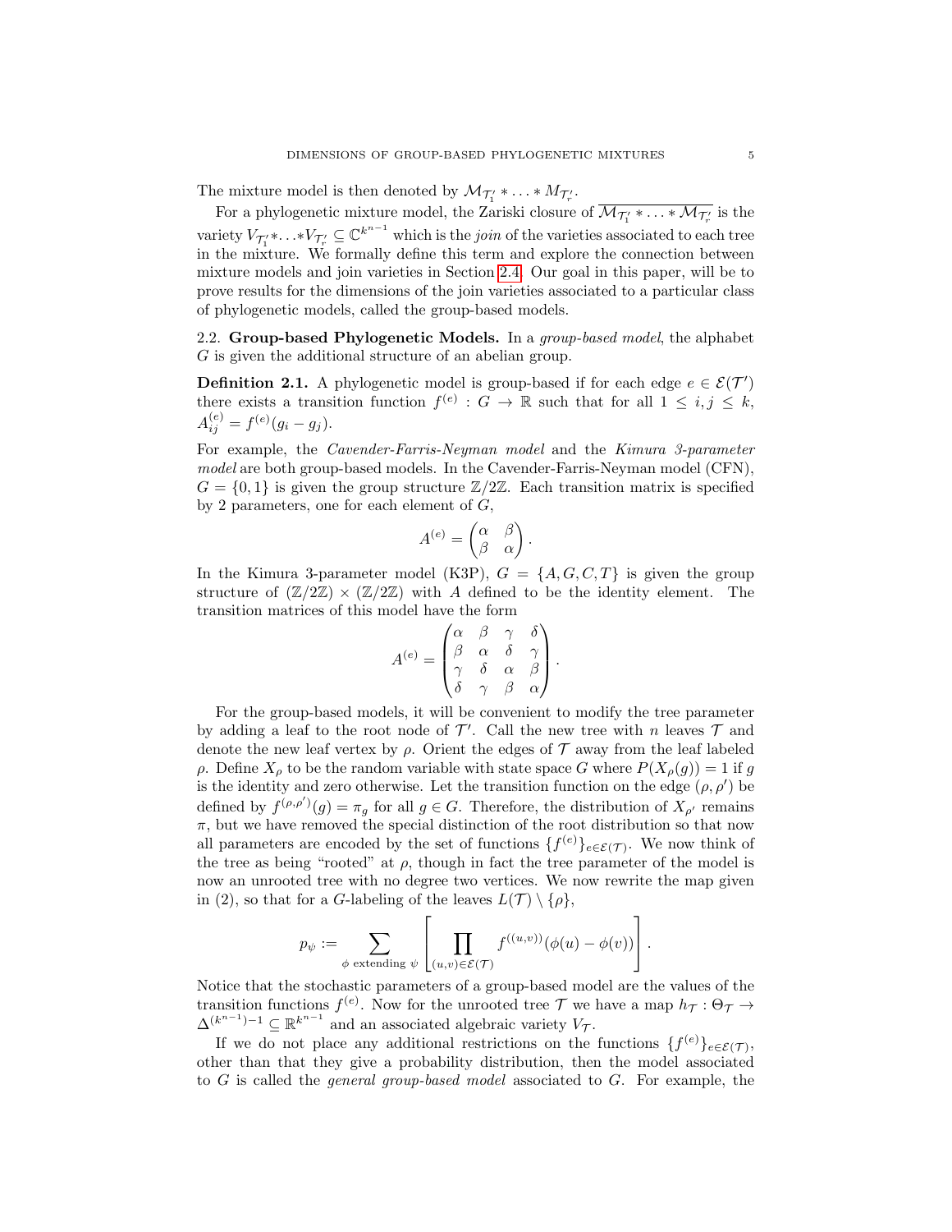The mixture model is then denoted by $\mathcal{M}_{\mathcal{T}_1'} * \ldots * M_{\mathcal{T}_r'}$.

For a phylogenetic mixture model, the Zariski closure of $\overline{\mathcal{M}_{\mathcal{T}_1'} * \ldots * \mathcal{M}_{\mathcal{T}_r'}}$ is the variety $V_{\mathcal{T}_1'} * \ldots * V_{\mathcal{T}_r'} \subseteq \mathbb{C}^{k^{n-1}}$ which is the *join* of the varieties associated to each tree in the mixture. We formally define this term and explore the connection between mixture models and join varieties in Section 2.4. Our goal in this paper, will be to prove results for the dimensions of the join varieties associated to a particular class of phylogenetic models, called the group-based models.

## 2.2. Group-based Phylogenetic Models.

In a *group-based model*, the alphabet $G$ is given the additional structure of an abelian group.

**Definition 2.1.** A phylogenetic model is group-based if for each edge $e \in \mathcal{E}(\mathcal{T}')$ there exists a transition function $f^{(e)} : G \to \mathbb{R}$ such that for all $1 \leq i, j \leq k$, $A_{ij}^{(e)} = f^{(e)}(g_i - g_j)$.

For example, the *Cavender-Farris-Neyman model* and the *Kimura 3-parameter model* are both group-based models. In the Cavender-Farris-Neyman model (CFN), $G = \{0, 1\}$ is given the group structure $\mathbb{Z}/2\mathbb{Z}$. Each transition matrix is specified by 2 parameters, one for each element of $G$,

$$A^{(e)} = \begin{pmatrix} \alpha & \beta \\ \beta & \alpha \end{pmatrix}.$$

In the Kimura 3-parameter model (K3P), $G = \{A, G, C, T\}$ is given the group structure of $(\mathbb{Z}/2\mathbb{Z}) \times (\mathbb{Z}/2\mathbb{Z})$ with $A$ defined to be the identity element. The transition matrices of this model have the form

$$A^{(e)} = \begin{pmatrix} \alpha & \beta & \gamma & \delta \\ \beta & \alpha & \delta & \gamma \\ \gamma & \delta & \alpha & \beta \\ \delta & \gamma & \beta & \alpha \end{pmatrix}.$$

For the group-based models, it will be convenient to modify the tree parameter by adding a leaf to the root node of $\mathcal{T}'$. Call the new tree with $n$ leaves $\mathcal{T}$ and denote the new leaf vertex by $\rho$. Orient the edges of $\mathcal{T}$ away from the leaf labeled $\rho$. Define $X_\rho$ to be the random variable with state space $G$ where $P(X_\rho(g)) = 1$ if $g$ is the identity and zero otherwise. Let the transition function on the edge $(\rho, \rho')$ be defined by $f^{(\rho,\rho')}(g) = \pi_g$ for all $g \in G$. Therefore, the distribution of $X_{\rho'}$ remains $\pi$, but we have removed the special distinction of the root distribution so that now all parameters are encoded by the set of functions $\{f^{(e)}\}_{e \in \mathcal{E}(\mathcal{T})}$. We now think of the tree as being "rooted" at $\rho$, though in fact the tree parameter of the model is now an unrooted tree with no degree two vertices. We now rewrite the map given in (2), so that for a $G$-labeling of the leaves $L(\mathcal{T}) \setminus \{\rho\}$,

$$p_\psi := \sum_{\phi \text{ extending } \psi} \left[ \prod_{(u,v) \in \mathcal{E}(\mathcal{T})} f^{((u,v))}(\phi(u) - \phi(v)) \right].$$

Notice that the stochastic parameters of a group-based model are the values of the transition functions $f^{(e)}$. Now for the unrooted tree $\mathcal{T}$ we have a map $h_\mathcal{T} : \Theta_\mathcal{T} \to \Delta^{(k^{n-1})-1} \subseteq \mathbb{R}^{k^{n-1}}$ and an associated algebraic variety $V_\mathcal{T}$.

If we do not place any additional restrictions on the functions $\{f^{(e)}\}_{e \in \mathcal{E}(\mathcal{T})}$, other than that they give a probability distribution, then the model associated to $G$ is called the *general group-based model* associated to $G$. For example, the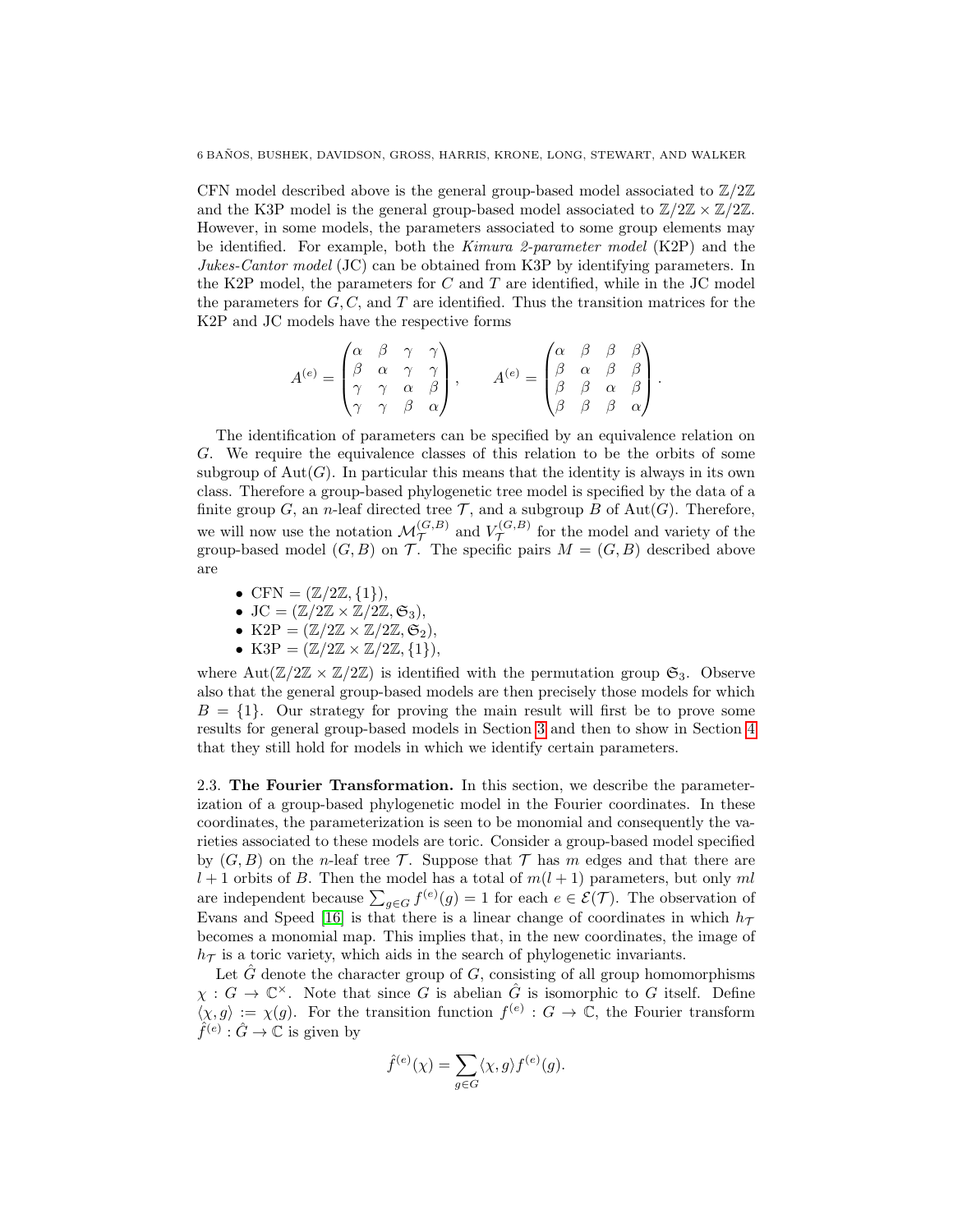CFN model described above is the general group-based model associated to $\mathbb{Z}/2\mathbb{Z}$ and the K3P model is the general group-based model associated to $\mathbb{Z}/2\mathbb{Z} \times \mathbb{Z}/2\mathbb{Z}$. However, in some models, the parameters associated to some group elements may be identified. For example, both the *Kimura 2-parameter model* (K2P) and the *Jukes-Cantor model* (JC) can be obtained from K3P by identifying parameters. In the K2P model, the parameters for $C$ and $T$ are identified, while in the JC model the parameters for $G, C$, and $T$ are identified. Thus the transition matrices for the K2P and JC models have the respective forms

$$A^{(e)} = \begin{pmatrix} \alpha & \beta & \gamma & \gamma \\ \beta & \alpha & \gamma & \gamma \\ \gamma & \gamma & \alpha & \beta \\ \gamma & \gamma & \beta & \alpha \end{pmatrix}, \qquad A^{(e)} = \begin{pmatrix} \alpha & \beta & \beta & \beta \\ \beta & \alpha & \beta & \beta \\ \beta & \beta & \alpha & \beta \\ \beta & \beta & \beta & \alpha \end{pmatrix}.$$

The identification of parameters can be specified by an equivalence relation on $G$. We require the equivalence classes of this relation to be the orbits of some subgroup of $\mathrm{Aut}(G)$. In particular this means that the identity is always in its own class. Therefore a group-based phylogenetic tree model is specified by the data of a finite group $G$, an $n$-leaf directed tree $\mathcal{T}$, and a subgroup $B$ of $\mathrm{Aut}(G)$. Therefore, we will now use the notation $\mathcal{M}_{\mathcal{T}}^{(G,B)}$ and $V_{\mathcal{T}}^{(G,B)}$ for the model and variety of the group-based model $(G, B)$ on $\mathcal{T}$. The specific pairs $M = (G, B)$ described above are

- CFN $= (\mathbb{Z}/2\mathbb{Z}, \{1\})$,
- JC $= (\mathbb{Z}/2\mathbb{Z} \times \mathbb{Z}/2\mathbb{Z}, \mathfrak{S}_3)$,
- K2P $= (\mathbb{Z}/2\mathbb{Z} \times \mathbb{Z}/2\mathbb{Z}, \mathfrak{S}_2)$,
- K3P $= (\mathbb{Z}/2\mathbb{Z} \times \mathbb{Z}/2\mathbb{Z}, \{1\})$,

where $\mathrm{Aut}(\mathbb{Z}/2\mathbb{Z} \times \mathbb{Z}/2\mathbb{Z})$ is identified with the permutation group $\mathfrak{S}_3$. Observe also that the general group-based models are then precisely those models for which $B = \{1\}$. Our strategy for proving the main result will first be to prove some results for general group-based models in Section 3 and then to show in Section 4 that they still hold for models in which we identify certain parameters.

### 2.3. The Fourier Transformation.

In this section, we describe the parameterization of a group-based phylogenetic model in the Fourier coordinates. In these coordinates, the parameterization is seen to be monomial and consequently the varieties associated to these models are toric. Consider a group-based model specified by $(G, B)$ on the $n$-leaf tree $\mathcal{T}$. Suppose that $\mathcal{T}$ has $m$ edges and that there are $l + 1$ orbits of $B$. Then the model has a total of $m(l + 1)$ parameters, but only $ml$ are independent because $\sum_{g \in G} f^{(e)}(g) = 1$ for each $e \in \mathcal{E}(\mathcal{T})$. The observation of Evans and Speed [16] is that there is a linear change of coordinates in which $h_{\mathcal{T}}$ becomes a monomial map. This implies that, in the new coordinates, the image of $h_{\mathcal{T}}$ is a toric variety, which aids in the search of phylogenetic invariants.

Let $\hat{G}$ denote the character group of $G$, consisting of all group homomorphisms $\chi : G \to \mathbb{C}^{\times}$. Note that since $G$ is abelian $\hat{G}$ is isomorphic to $G$ itself. Define $\langle \chi, g \rangle := \chi(g)$. For the transition function $f^{(e)} : G \to \mathbb{C}$, the Fourier transform $\hat{f}^{(e)} : \hat{G} \to \mathbb{C}$ is given by

$$\hat{f}^{(e)}(\chi) = \sum_{g \in G} \langle \chi, g \rangle f^{(e)}(g).$$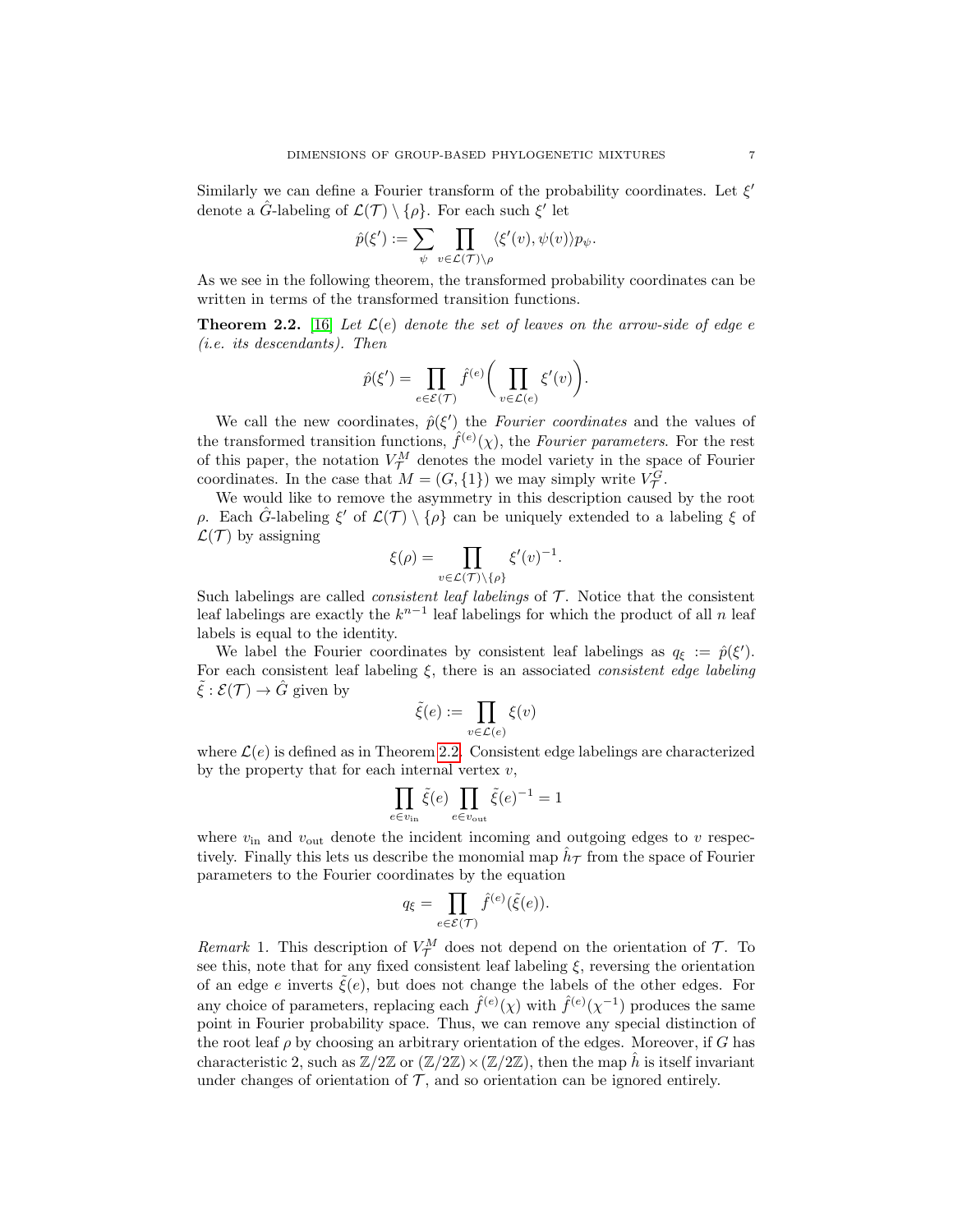Similarly we can define a Fourier transform of the probability coordinates. Let $\xi'$ denote a $\hat{G}$-labeling of $\mathcal{L}(\mathcal{T}) \setminus \{\rho\}$. For each such $\xi'$ let

$$\hat{p}(\xi') := \sum_{\psi} \prod_{v \in \mathcal{L}(\mathcal{T}) \setminus \rho} \langle \xi'(v), \psi(v) \rangle p_\psi.$$

As we see in the following theorem, the transformed probability coordinates can be written in terms of the transformed transition functions.

**Theorem 2.2.** [16] *Let $\mathcal{L}(e)$ denote the set of leaves on the arrow-side of edge $e$ (i.e. its descendants). Then*

$$\hat{p}(\xi') = \prod_{e \in \mathcal{E}(\mathcal{T})} \hat{f}^{(e)}\bigg( \prod_{v \in \mathcal{L}(e)} \xi'(v) \bigg).$$

We call the new coordinates, $\hat{p}(\xi')$ the *Fourier coordinates* and the values of the transformed transition functions, $\hat{f}^{(e)}(\chi)$, the *Fourier parameters*. For the rest of this paper, the notation $V_{\mathcal{T}}^M$ denotes the model variety in the space of Fourier coordinates. In the case that $M = (G, \{1\})$ we may simply write $V_{\mathcal{T}}^G$.

We would like to remove the asymmetry in this description caused by the root $\rho$. Each $\hat{G}$-labeling $\xi'$ of $\mathcal{L}(\mathcal{T}) \setminus \{\rho\}$ can be uniquely extended to a labeling $\xi$ of $\mathcal{L}(\mathcal{T})$ by assigning

$$\xi(\rho) = \prod_{v \in \mathcal{L}(\mathcal{T}) \setminus \{\rho\}} \xi'(v)^{-1}.$$

Such labelings are called *consistent leaf labelings* of $\mathcal{T}$. Notice that the consistent leaf labelings are exactly the $k^{n-1}$ leaf labelings for which the product of all $n$ leaf labels is equal to the identity.

We label the Fourier coordinates by consistent leaf labelings as $q_\xi := \hat{p}(\xi')$. For each consistent leaf labeling $\xi$, there is an associated *consistent edge labeling* $\tilde{\xi} : \mathcal{E}(\mathcal{T}) \to \hat{G}$ given by

$$\tilde{\xi}(e) := \prod_{v \in \mathcal{L}(e)} \xi(v)$$

where $\mathcal{L}(e)$ is defined as in Theorem 2.2. Consistent edge labelings are characterized by the property that for each internal vertex $v$,

$$\prod_{e \in v_{\text{in}}} \tilde{\xi}(e) \prod_{e \in v_{\text{out}}} \tilde{\xi}(e)^{-1} = 1$$

where $v_{\text{in}}$ and $v_{\text{out}}$ denote the incident incoming and outgoing edges to $v$ respectively. Finally this lets us describe the monomial map $\hat{h}_{\mathcal{T}}$ from the space of Fourier parameters to the Fourier coordinates by the equation

$$q_\xi = \prod_{e \in \mathcal{E}(\mathcal{T})} \hat{f}^{(e)}(\tilde{\xi}(e)).$$

*Remark* 1. This description of $V_{\mathcal{T}}^M$ does not depend on the orientation of $\mathcal{T}$. To see this, note that for any fixed consistent leaf labeling $\xi$, reversing the orientation of an edge $e$ inverts $\tilde{\xi}(e)$, but does not change the labels of the other edges. For any choice of parameters, replacing each $\hat{f}^{(e)}(\chi)$ with $\hat{f}^{(e)}(\chi^{-1})$ produces the same point in Fourier probability space. Thus, we can remove any special distinction of the root leaf $\rho$ by choosing an arbitrary orientation of the edges. Moreover, if $G$ has characteristic 2, such as $\mathbb{Z}/2\mathbb{Z}$ or $(\mathbb{Z}/2\mathbb{Z}) \times (\mathbb{Z}/2\mathbb{Z})$, then the map $\hat{h}$ is itself invariant under changes of orientation of $\mathcal{T}$, and so orientation can be ignored entirely.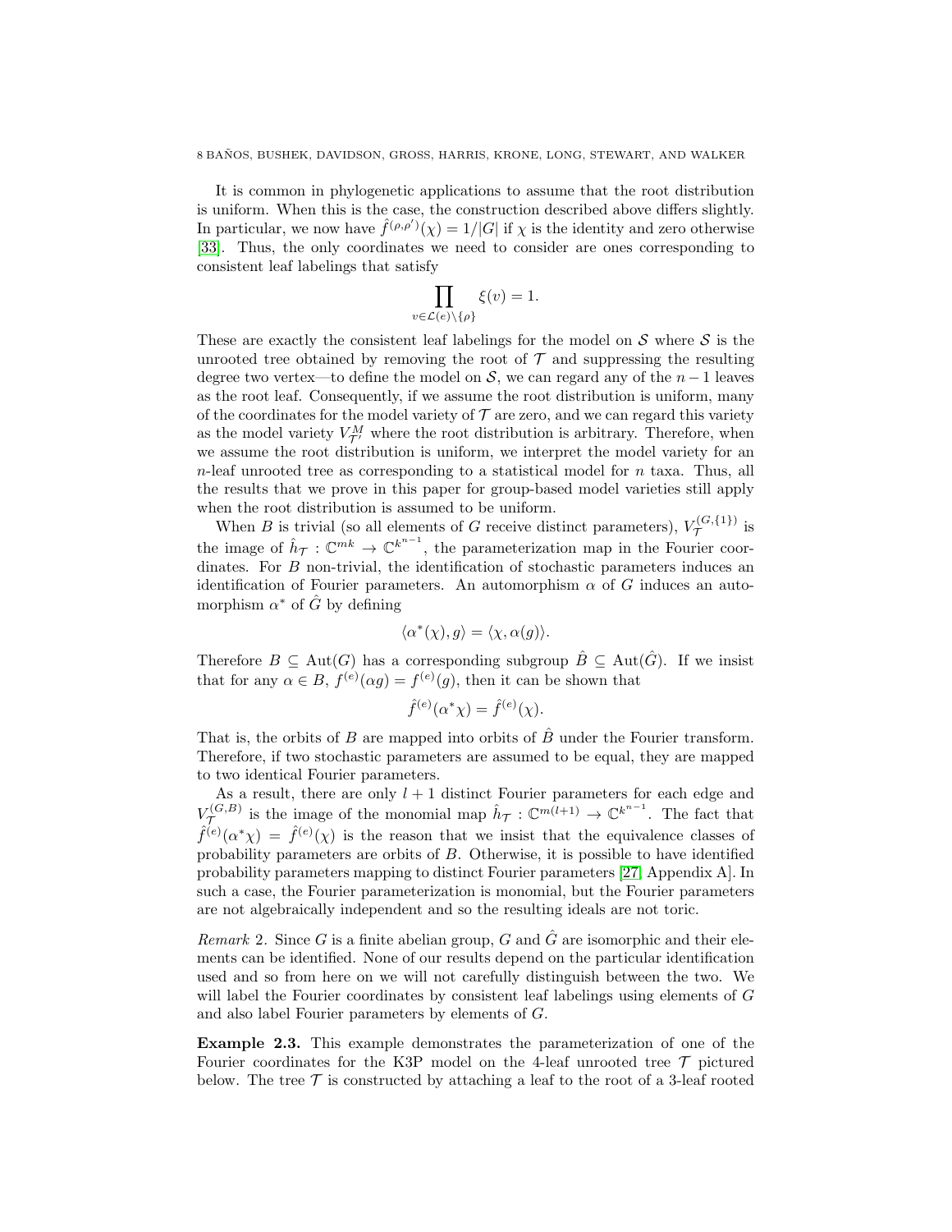It is common in phylogenetic applications to assume that the root distribution is uniform. When this is the case, the construction described above differs slightly. In particular, we now have $\hat{f}^{(\rho,\rho')}(\chi) = 1/|G|$ if $\chi$ is the identity and zero otherwise [33]. Thus, the only coordinates we need to consider are ones corresponding to consistent leaf labelings that satisfy

$$\prod_{v \in \mathcal{L}(e)\setminus\{\rho\}} \xi(v) = 1.$$

These are exactly the consistent leaf labelings for the model on $\mathcal{S}$ where $\mathcal{S}$ is the unrooted tree obtained by removing the root of $\mathcal{T}$ and suppressing the resulting degree two vertex—to define the model on $\mathcal{S}$, we can regard any of the $n-1$ leaves as the root leaf. Consequently, if we assume the root distribution is uniform, many of the coordinates for the model variety of $\mathcal{T}$ are zero, and we can regard this variety as the model variety $V^M_{\mathcal{T}'}$ where the root distribution is arbitrary. Therefore, when we assume the root distribution is uniform, we interpret the model variety for an $n$-leaf unrooted tree as corresponding to a statistical model for $n$ taxa. Thus, all the results that we prove in this paper for group-based model varieties still apply when the root distribution is assumed to be uniform.

When $B$ is trivial (so all elements of $G$ receive distinct parameters), $V_{\mathcal{T}}^{(G,\{1\})}$ is the image of $\hat{h}_{\mathcal{T}} : \mathbb{C}^{mk} \to \mathbb{C}^{k^{n-1}}$, the parameterization map in the Fourier coordinates. For $B$ non-trivial, the identification of stochastic parameters induces an identification of Fourier parameters. An automorphism $\alpha$ of $G$ induces an automorphism $\alpha^*$ of $\hat{G}$ by defining

$$\langle \alpha^*(\chi), g\rangle = \langle \chi, \alpha(g)\rangle.$$

Therefore $B \subseteq \mathrm{Aut}(G)$ has a corresponding subgroup $\hat{B} \subseteq \mathrm{Aut}(\hat{G})$. If we insist that for any $\alpha \in B$, $f^{(e)}(\alpha g) = f^{(e)}(g)$, then it can be shown that

$$\hat{f}^{(e)}(\alpha^*\chi) = \hat{f}^{(e)}(\chi).$$

That is, the orbits of $B$ are mapped into orbits of $\hat{B}$ under the Fourier transform. Therefore, if two stochastic parameters are assumed to be equal, they are mapped to two identical Fourier parameters.

As a result, there are only $l+1$ distinct Fourier parameters for each edge and $V_{\mathcal{T}}^{(G,B)}$ is the image of the monomial map $\hat{h}_{\mathcal{T}} : \mathbb{C}^{m(l+1)} \to \mathbb{C}^{k^{n-1}}$. The fact that $\hat{f}^{(e)}(\alpha^*\chi) = \hat{f}^{(e)}(\chi)$ is the reason that we insist that the equivalence classes of probability parameters are orbits of $B$. Otherwise, it is possible to have identified probability parameters mapping to distinct Fourier parameters [27, Appendix A]. In such a case, the Fourier parameterization is monomial, but the Fourier parameters are not algebraically independent and so the resulting ideals are not toric.

*Remark* 2. Since $G$ is a finite abelian group, $G$ and $\hat{G}$ are isomorphic and their elements can be identified. None of our results depend on the particular identification used and so from here on we will not carefully distinguish between the two. We will label the Fourier coordinates by consistent leaf labelings using elements of $G$ and also label Fourier parameters by elements of $G$.

**Example 2.3.** This example demonstrates the parameterization of one of the Fourier coordinates for the K3P model on the 4-leaf unrooted tree $\mathcal{T}$ pictured below. The tree $\mathcal{T}$ is constructed by attaching a leaf to the root of a 3-leaf rooted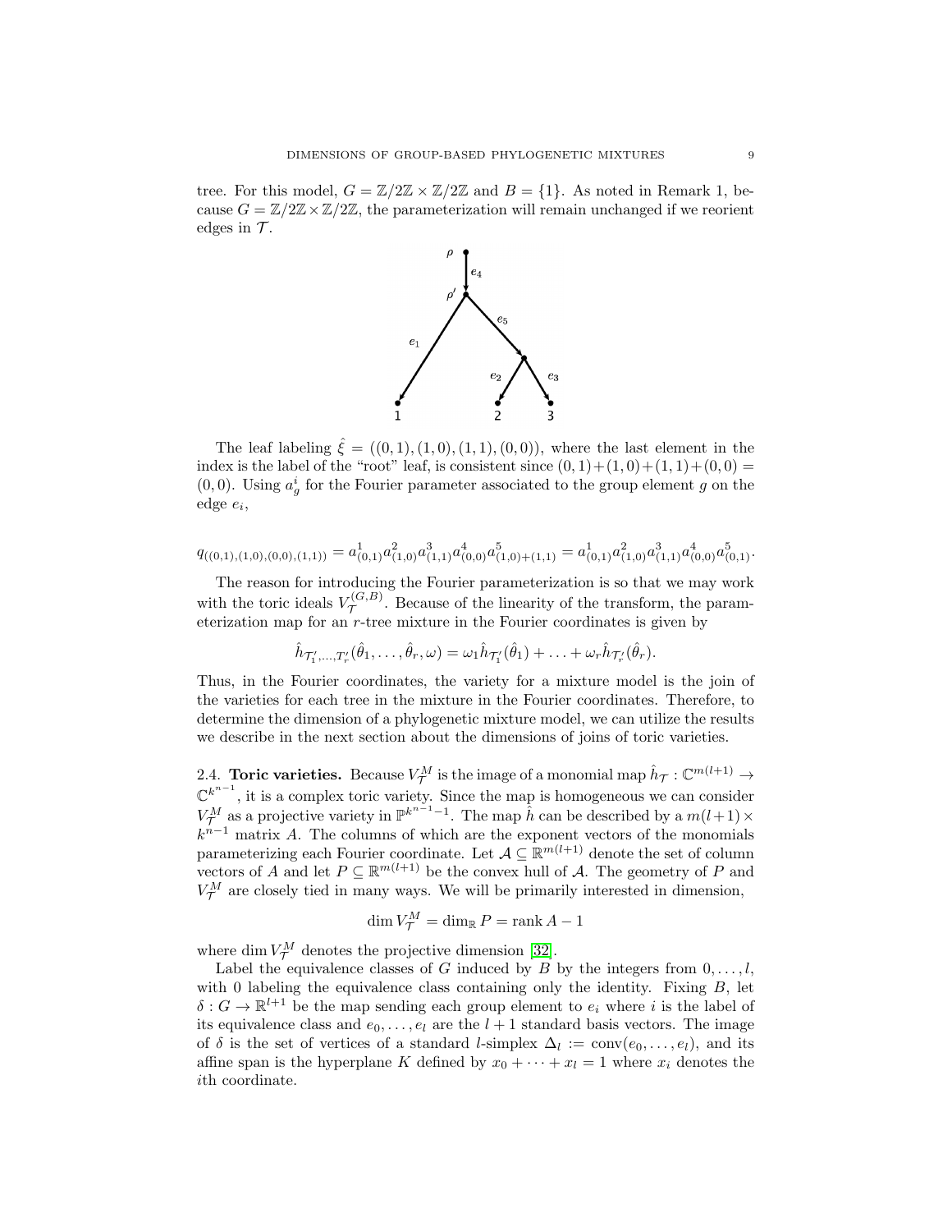tree. For this model, $G = \mathbb{Z}/2\mathbb{Z} \times \mathbb{Z}/2\mathbb{Z}$ and $B = \{1\}$. As noted in Remark 1, because $G = \mathbb{Z}/2\mathbb{Z} \times \mathbb{Z}/2\mathbb{Z}$, the parameterization will remain unchanged if we reorient edges in $\mathcal{T}$.

The leaf labeling $\hat{\xi} = ((0,1),(1,0),(1,1),(0,0))$, where the last element in the index is the label of the "root" leaf, is consistent since $(0,1)+(1,0)+(1,1)+(0,0) = (0,0)$. Using $a^i_g$ for the Fourier parameter associated to the group element $g$ on the edge $e_i$,

$$q_{((0,1),(1,0),(0,0),(1,1))} = a^1_{(0,1)}a^2_{(1,0)}a^3_{(1,1)}a^4_{(0,0)}a^5_{(1,0)+(1,1)} = a^1_{(0,1)}a^2_{(1,0)}a^3_{(1,1)}a^4_{(0,0)}a^5_{(0,1)}.$$

The reason for introducing the Fourier parameterization is so that we may work with the toric ideals $V^{(G,B)}_{\mathcal{T}}$. Because of the linearity of the transform, the parameterization map for an $r$-tree mixture in the Fourier coordinates is given by

$$\hat{h}_{\mathcal{T}'_1,\ldots,\mathcal{T}'_r}(\hat{\theta}_1,\ldots,\hat{\theta}_r,\omega) = \omega_1\hat{h}_{\mathcal{T}'_1}(\hat{\theta}_1) + \ldots + \omega_r\hat{h}_{\mathcal{T}'_r}(\hat{\theta}_r).$$

Thus, in the Fourier coordinates, the variety for a mixture model is the join of the varieties for each tree in the mixture in the Fourier coordinates. Therefore, to determine the dimension of a phylogenetic mixture model, we can utilize the results we describe in the next section about the dimensions of joins of toric varieties.

2.4. **Toric varieties.** Because $V^M_{\mathcal{T}}$ is the image of a monomial map $\hat{h}_{\mathcal{T}} : \mathbb{C}^{m(l+1)} \to \mathbb{C}^{k^{n-1}}$, it is a complex toric variety. Since the map is homogeneous we can consider $V^M_{\mathcal{T}}$ as a projective variety in $\mathbb{P}^{k^{n-1}-1}$. The map $\hat{h}$ can be described by a $m(l+1) \times k^{n-1}$ matrix $A$. The columns of which are the exponent vectors of the monomials parameterizing each Fourier coordinate. Let $\mathcal{A} \subseteq \mathbb{R}^{m(l+1)}$ denote the set of column vectors of $A$ and let $P \subseteq \mathbb{R}^{m(l+1)}$ be the convex hull of $\mathcal{A}$. The geometry of $P$ and $V^M_{\mathcal{T}}$ are closely tied in many ways. We will be primarily interested in dimension,

$$\dim V^M_{\mathcal{T}} = \dim_{\mathbb{R}} P = \operatorname{rank} A - 1$$

where $\dim V^M_{\mathcal{T}}$ denotes the projective dimension [32].

Label the equivalence classes of $G$ induced by $B$ by the integers from $0,\ldots,l$, with 0 labeling the equivalence class containing only the identity. Fixing $B$, let $\delta : G \to \mathbb{R}^{l+1}$ be the map sending each group element to $e_i$ where $i$ is the label of its equivalence class and $e_0,\ldots,e_l$ are the $l+1$ standard basis vectors. The image of $\delta$ is the set of vertices of a standard $l$-simplex $\Delta_l := \operatorname{conv}(e_0,\ldots,e_l)$, and its affine span is the hyperplane $K$ defined by $x_0 + \cdots + x_l = 1$ where $x_i$ denotes the $i$th coordinate.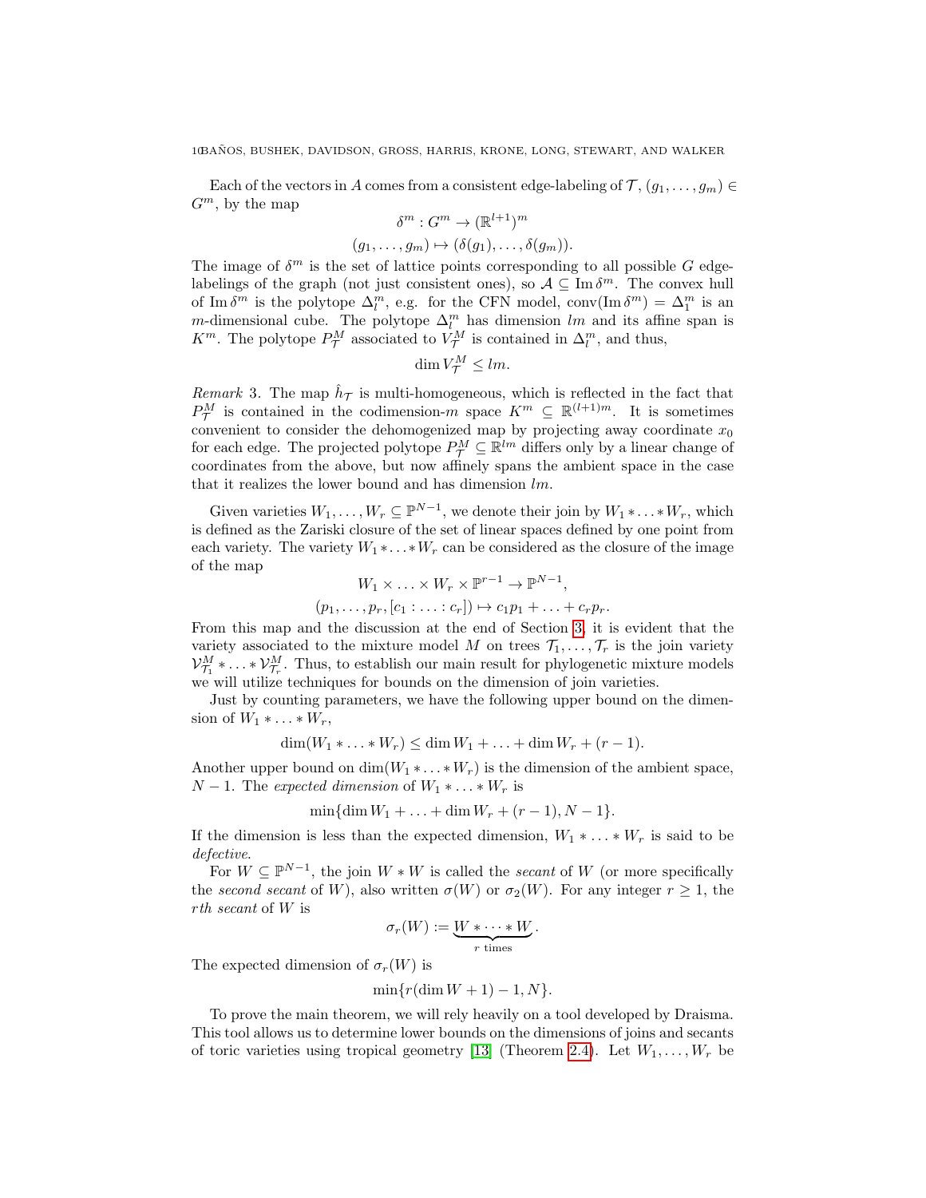Each of the vectors in $A$ comes from a consistent edge-labeling of $\mathcal{T}$, $(g_1, \ldots, g_m) \in G^m$, by the map

$$\delta^m : G^m \to (\mathbb{R}^{l+1})^m$$
$$(g_1, \ldots, g_m) \mapsto (\delta(g_1), \ldots, \delta(g_m)).$$

The image of $\delta^m$ is the set of lattice points corresponding to all possible $G$ edge-labelings of the graph (not just consistent ones), so $\mathcal{A} \subseteq \operatorname{Im} \delta^m$. The convex hull of $\operatorname{Im} \delta^m$ is the polytope $\Delta_l^m$, e.g. for the CFN model, $\operatorname{conv}(\operatorname{Im} \delta^m) = \Delta_1^m$ is an $m$-dimensional cube. The polytope $\Delta_l^m$ has dimension $lm$ and its affine span is $K^m$. The polytope $P_{\mathcal{T}}^M$ associated to $V_{\mathcal{T}}^M$ is contained in $\Delta_l^m$, and thus,

$$\dim V_{\mathcal{T}}^M \leq lm.$$

*Remark* 3. The map $\hat{h}_{\mathcal{T}}$ is multi-homogeneous, which is reflected in the fact that $P_{\mathcal{T}}^M$ is contained in the codimension-$m$ space $K^m \subseteq \mathbb{R}^{(l+1)m}$. It is sometimes convenient to consider the dehomogenized map by projecting away coordinate $x_0$ for each edge. The projected polytope $P_{\mathcal{T}}^M \subseteq \mathbb{R}^{lm}$ differs only by a linear change of coordinates from the above, but now affinely spans the ambient space in the case that it realizes the lower bound and has dimension $lm$.

Given varieties $W_1, \ldots, W_r \subseteq \mathbb{P}^{N-1}$, we denote their join by $W_1 * \ldots * W_r$, which is defined as the Zariski closure of the set of linear spaces defined by one point from each variety. The variety $W_1 * \ldots * W_r$ can be considered as the closure of the image of the map

$$W_1 \times \ldots \times W_r \times \mathbb{P}^{r-1} \to \mathbb{P}^{N-1},$$
$$(p_1, \ldots, p_r, [c_1 : \ldots : c_r]) \mapsto c_1 p_1 + \ldots + c_r p_r.$$

From this map and the discussion at the end of Section 3, it is evident that the variety associated to the mixture model $M$ on trees $\mathcal{T}_1, \ldots, \mathcal{T}_r$ is the join variety $\mathcal{V}_{\mathcal{T}_1}^M * \ldots * \mathcal{V}_{\mathcal{T}_r}^M$. Thus, to establish our main result for phylogenetic mixture models we will utilize techniques for bounds on the dimension of join varieties.

Just by counting parameters, we have the following upper bound on the dimension of $W_1 * \ldots * W_r$,

$$\dim(W_1 * \ldots * W_r) \leq \dim W_1 + \ldots + \dim W_r + (r-1).$$

Another upper bound on $\dim(W_1 * \ldots * W_r)$ is the dimension of the ambient space, $N-1$. The *expected dimension* of $W_1 * \ldots * W_r$ is

$$\min\{\dim W_1 + \ldots + \dim W_r + (r-1), N-1\}.$$

If the dimension is less than the expected dimension, $W_1 * \ldots * W_r$ is said to be *defective*.

For $W \subseteq \mathbb{P}^{N-1}$, the join $W * W$ is called the *secant* of $W$ (or more specifically the *second secant* of $W$), also written $\sigma(W)$ or $\sigma_2(W)$. For any integer $r \geq 1$, the $r$*th secant* of $W$ is

$$\sigma_r(W) := \underbrace{W * \cdots * W}_{r \text{ times}}.$$

The expected dimension of $\sigma_r(W)$ is

$$\min\{r(\dim W + 1) - 1, N\}.$$

To prove the main theorem, we will rely heavily on a tool developed by Draisma. This tool allows us to determine lower bounds on the dimensions of joins and secants of toric varieties using tropical geometry [13] (Theorem 2.4). Let $W_1, \ldots, W_r$ be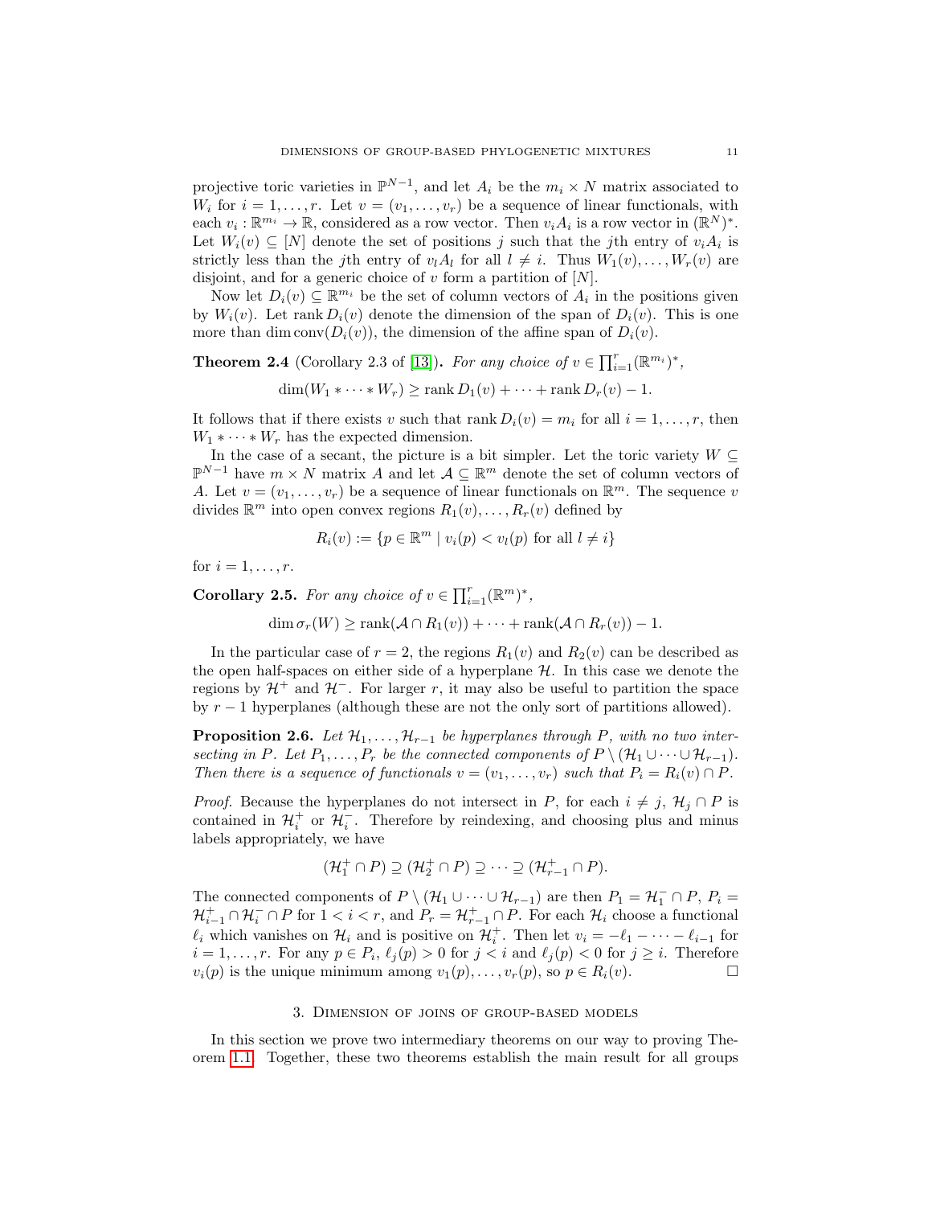projective toric varieties in $\mathbb{P}^{N-1}$, and let $A_i$ be the $m_i \times N$ matrix associated to $W_i$ for $i = 1, \ldots, r$. Let $v = (v_1, \ldots, v_r)$ be a sequence of linear functionals, with each $v_i : \mathbb{R}^{m_i} \to \mathbb{R}$, considered as a row vector. Then $v_i A_i$ is a row vector in $(\mathbb{R}^N)^*$. Let $W_i(v) \subseteq [N]$ denote the set of positions $j$ such that the $j$th entry of $v_i A_i$ is strictly less than the $j$th entry of $v_l A_l$ for all $l \neq i$. Thus $W_1(v), \ldots, W_r(v)$ are disjoint, and for a generic choice of $v$ form a partition of $[N]$.

Now let $D_i(v) \subseteq \mathbb{R}^{m_i}$ be the set of column vectors of $A_i$ in the positions given by $W_i(v)$. Let $\operatorname{rank} D_i(v)$ denote the dimension of the span of $D_i(v)$. This is one more than $\dim \operatorname{conv}(D_i(v))$, the dimension of the affine span of $D_i(v)$.

**Theorem 2.4** (Corollary 2.3 of [13])**.** *For any choice of $v \in \prod_{i=1}^r (\mathbb{R}^{m_i})^*$,*

$$\dim(W_1 * \cdots * W_r) \geq \operatorname{rank} D_1(v) + \cdots + \operatorname{rank} D_r(v) - 1.$$

It follows that if there exists $v$ such that $\operatorname{rank} D_i(v) = m_i$ for all $i = 1, \ldots, r$, then $W_1 * \cdots * W_r$ has the expected dimension.

In the case of a secant, the picture is a bit simpler. Let the toric variety $W \subseteq \mathbb{P}^{N-1}$ have $m \times N$ matrix $A$ and let $\mathcal{A} \subseteq \mathbb{R}^m$ denote the set of column vectors of $A$. Let $v = (v_1, \ldots, v_r)$ be a sequence of linear functionals on $\mathbb{R}^m$. The sequence $v$ divides $\mathbb{R}^m$ into open convex regions $R_1(v), \ldots, R_r(v)$ defined by

$$R_i(v) := \{p \in \mathbb{R}^m \mid v_i(p) < v_l(p) \text{ for all } l \neq i\}$$

for $i = 1, \ldots, r$.

**Corollary 2.5.** *For any choice of $v \in \prod_{i=1}^r (\mathbb{R}^m)^*$,*

$$\dim \sigma_r(W) \geq \operatorname{rank}(\mathcal{A} \cap R_1(v)) + \cdots + \operatorname{rank}(\mathcal{A} \cap R_r(v)) - 1.$$

In the particular case of $r = 2$, the regions $R_1(v)$ and $R_2(v)$ can be described as the open half-spaces on either side of a hyperplane $\mathcal{H}$. In this case we denote the regions by $\mathcal{H}^+$ and $\mathcal{H}^-$. For larger $r$, it may also be useful to partition the space by $r - 1$ hyperplanes (although these are not the only sort of partitions allowed).

**Proposition 2.6.** *Let $\mathcal{H}_1, \ldots, \mathcal{H}_{r-1}$ be hyperplanes through $P$, with no two intersecting in $P$. Let $P_1, \ldots, P_r$ be the connected components of $P \setminus (\mathcal{H}_1 \cup \cdots \cup \mathcal{H}_{r-1})$. Then there is a sequence of functionals $v = (v_1, \ldots, v_r)$ such that $P_i = R_i(v) \cap P$.*

*Proof.* Because the hyperplanes do not intersect in $P$, for each $i \neq j$, $\mathcal{H}_j \cap P$ is contained in $\mathcal{H}_i^+$ or $\mathcal{H}_i^-$. Therefore by reindexing, and choosing plus and minus labels appropriately, we have

$$(\mathcal{H}_1^+ \cap P) \supseteq (\mathcal{H}_2^+ \cap P) \supseteq \cdots \supseteq (\mathcal{H}_{r-1}^+ \cap P).$$

The connected components of $P \setminus (\mathcal{H}_1 \cup \cdots \cup \mathcal{H}_{r-1})$ are then $P_1 = \mathcal{H}_1^- \cap P$, $P_i = \mathcal{H}_{i-1}^+ \cap \mathcal{H}_i^- \cap P$ for $1 < i < r$, and $P_r = \mathcal{H}_{r-1}^+ \cap P$. For each $\mathcal{H}_i$ choose a functional $\ell_i$ which vanishes on $\mathcal{H}_i$ and is positive on $\mathcal{H}_i^+$. Then let $v_i = -\ell_1 - \cdots - \ell_{i-1}$ for $i = 1, \ldots, r$. For any $p \in P_i$, $\ell_j(p) > 0$ for $j < i$ and $\ell_j(p) < 0$ for $j \geq i$. Therefore $v_i(p)$ is the unique minimum among $v_1(p), \ldots, v_r(p)$, so $p \in R_i(v)$. $\square$

## 3. Dimension of joins of group-based models

In this section we prove two intermediary theorems on our way to proving Theorem 1.1. Together, these two theorems establish the main result for all groups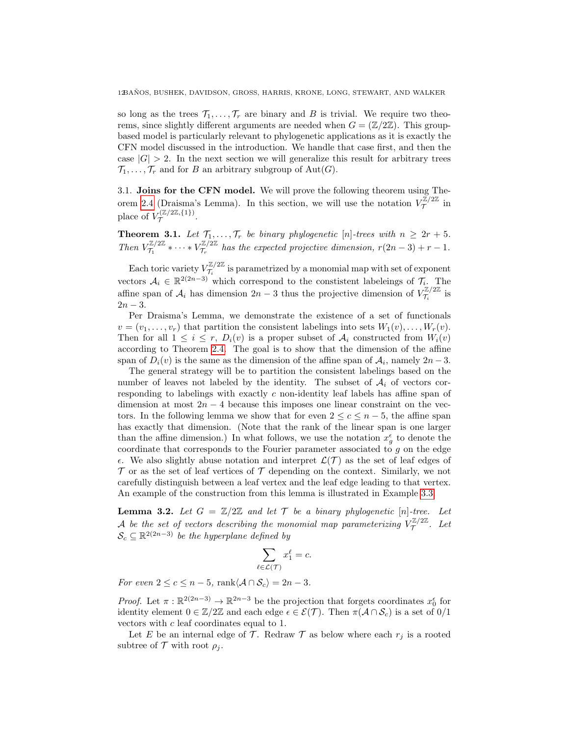so long as the trees $\mathcal{T}_1, \ldots, \mathcal{T}_r$ are binary and $B$ is trivial. We require two theorems, since slightly different arguments are needed when $G = (\mathbb{Z}/2\mathbb{Z})$. This group-based model is particularly relevant to phylogenetic applications as it is exactly the CFN model discussed in the introduction. We handle that case first, and then the case $|G| > 2$. In the next section we will generalize this result for arbitrary trees $\mathcal{T}_1, \ldots, \mathcal{T}_r$ and for $B$ an arbitrary subgroup of $\mathrm{Aut}(G)$.

## 3.1. Joins for the CFN model.

We will prove the following theorem using Theorem 2.4 (Draisma's Lemma). In this section, we will use the notation $V_{\mathcal{T}}^{\mathbb{Z}/2\mathbb{Z}}$ in place of $V_{\mathcal{T}}^{(\mathbb{Z}/2\mathbb{Z},\{1\})}$.

**Theorem 3.1.** *Let $\mathcal{T}_1, \ldots, \mathcal{T}_r$ be binary phylogenetic $[n]$-trees with $n \geq 2r+5$. Then $V_{\mathcal{T}_1}^{\mathbb{Z}/2\mathbb{Z}} * \cdots * V_{\mathcal{T}_r}^{\mathbb{Z}/2\mathbb{Z}}$ has the expected projective dimension, $r(2n-3) + r - 1$.*

Each toric variety $V_{\mathcal{T}_i}^{\mathbb{Z}/2\mathbb{Z}}$ is parametrized by a monomial map with set of exponent vectors $\mathcal{A}_i \in \mathbb{R}^{2(2n-3)}$ which correspond to the constistent labeleings of $\mathcal{T}_i$. The affine span of $\mathcal{A}_i$ has dimension $2n-3$ thus the projective dimension of $V_{\mathcal{T}_i}^{\mathbb{Z}/2\mathbb{Z}}$ is $2n-3$.

Per Draisma's Lemma, we demonstrate the existence of a set of functionals $v = (v_1, \ldots, v_r)$ that partition the consistent labelings into sets $W_1(v), \ldots, W_r(v)$. Then for all $1 \leq i \leq r$, $D_i(v)$ is a proper subset of $\mathcal{A}_i$ constructed from $W_i(v)$ according to Theorem 2.4. The goal is to show that the dimension of the affine span of $D_i(v)$ is the same as the dimension of the affine span of $\mathcal{A}_i$, namely $2n-3$.

The general strategy will be to partition the consistent labelings based on the number of leaves not labeled by the identity. The subset of $\mathcal{A}_i$ of vectors corresponding to labelings with exactly $c$ non-identity leaf labels has affine span of dimension at most $2n-4$ because this imposes one linear constraint on the vectors. In the following lemma we show that for even $2 \leq c \leq n-5$, the affine span has exactly that dimension. (Note that the rank of the linear span is one larger than the affine dimension.) In what follows, we use the notation $x_g^{\epsilon}$ to denote the coordinate that corresponds to the Fourier parameter associated to $g$ on the edge $\epsilon$. We also slightly abuse notation and interpret $\mathcal{L}(\mathcal{T})$ as the set of leaf edges of $\mathcal{T}$ or as the set of leaf vertices of $\mathcal{T}$ depending on the context. Similarly, we not carefully distinguish between a leaf vertex and the leaf edge leading to that vertex. An example of the construction from this lemma is illustrated in Example 3.3.

**Lemma 3.2.** *Let $G = \mathbb{Z}/2\mathbb{Z}$ and let $\mathcal{T}$ be a binary phylogenetic $[n]$-tree. Let $\mathcal{A}$ be the set of vectors describing the monomial map parameterizing $V_{\mathcal{T}}^{\mathbb{Z}/2\mathbb{Z}}$. Let $\mathcal{S}_c \subseteq \mathbb{R}^{2(2n-3)}$ be the hyperplane defined by*

$$\sum_{\ell \in \mathcal{L}(\mathcal{T})} x_1^{\ell} = c.$$

*For even $2 \leq c \leq n-5$, $\mathrm{rank}\langle \mathcal{A} \cap \mathcal{S}_c \rangle = 2n-3$.*

*Proof.* Let $\pi : \mathbb{R}^{2(2n-3)} \to \mathbb{R}^{2n-3}$ be the projection that forgets coordinates $x_0^{\epsilon}$ for identity element $0 \in \mathbb{Z}/2\mathbb{Z}$ and each edge $\epsilon \in \mathcal{E}(\mathcal{T})$. Then $\pi(\mathcal{A} \cap \mathcal{S}_c)$ is a set of 0/1 vectors with $c$ leaf coordinates equal to 1.

Let $E$ be an internal edge of $\mathcal{T}$. Redraw $\mathcal{T}$ as below where each $r_j$ is a rooted subtree of $\mathcal{T}$ with root $\rho_j$.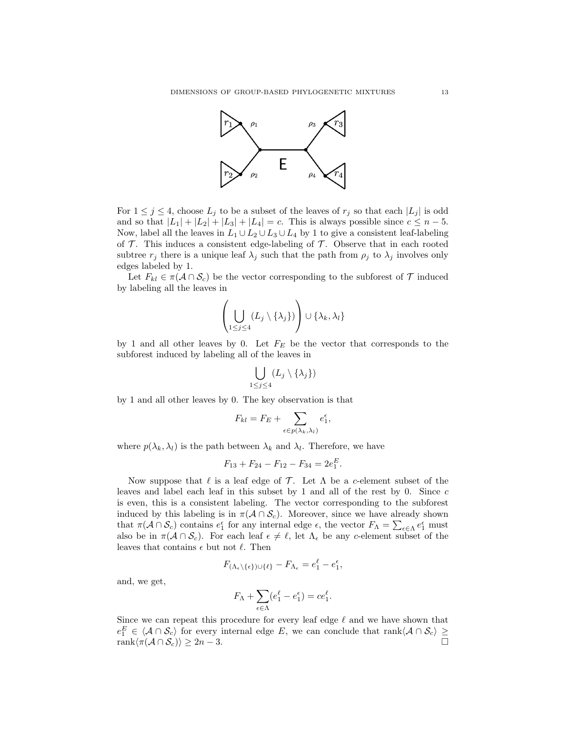For $1 \leq j \leq 4$, choose $L_j$ to be a subset of the leaves of $r_j$ so that each $|L_j|$ is odd and so that $|L_1| + |L_2| + |L_3| + |L_4| = c$. This is always possible since $c \leq n - 5$. Now, label all the leaves in $L_1 \cup L_2 \cup L_3 \cup L_4$ by 1 to give a consistent leaf-labeling of $\mathcal{T}$. This induces a consistent edge-labeling of $\mathcal{T}$. Observe that in each rooted subtree $r_j$ there is a unique leaf $\lambda_j$ such that the path from $\rho_j$ to $\lambda_j$ involves only edges labeled by 1.

Let $F_{kl} \in \pi(\mathcal{A} \cap \mathcal{S}_c)$ be the vector corresponding to the subforest of $\mathcal{T}$ induced by labeling all the leaves in

$$\left( \bigcup_{1 \leq j \leq 4} (L_j \setminus \{\lambda_j\}) \right) \cup \{\lambda_k, \lambda_l\}$$

by 1 and all other leaves by 0. Let $F_E$ be the vector that corresponds to the subforest induced by labeling all of the leaves in

$$\bigcup_{1 \leq j \leq 4} (L_j \setminus \{\lambda_j\})$$

by 1 and all other leaves by 0. The key observation is that

$$F_{kl} = F_E + \sum_{\epsilon \in p(\lambda_k, \lambda_l)} e_1^{\epsilon},$$

where $p(\lambda_k, \lambda_l)$ is the path between $\lambda_k$ and $\lambda_l$. Therefore, we have

$$F_{13} + F_{24} - F_{12} - F_{34} = 2e_1^E.$$

Now suppose that $\ell$ is a leaf edge of $\mathcal{T}$. Let $\Lambda$ be a $c$-element subset of the leaves and label each leaf in this subset by 1 and all of the rest by 0. Since $c$ is even, this is a consistent labeling. The vector corresponding to the subforest induced by this labeling is in $\pi(\mathcal{A} \cap \mathcal{S}_c)$. Moreover, since we have already shown that $\pi(\mathcal{A} \cap \mathcal{S}_c)$ contains $e_1^{\epsilon}$ for any internal edge $\epsilon$, the vector $F_\Lambda = \sum_{\epsilon \in \Lambda} e_1^{\epsilon}$ must also be in $\pi(\mathcal{A} \cap \mathcal{S}_c)$. For each leaf $\epsilon \neq \ell$, let $\Lambda_\epsilon$ be any $c$-element subset of the leaves that contains $\epsilon$ but not $\ell$. Then

$$F_{(\Lambda_\epsilon \setminus \{\epsilon\}) \cup \{\ell\}} - F_{\Lambda_\epsilon} = e_1^{\ell} - e_1^{\epsilon},$$

and, we get,

$$F_\Lambda + \sum_{\epsilon \in \Lambda} (e_1^{\ell} - e_1^{\epsilon}) = c e_1^{\ell}.$$

Since we can repeat this procedure for every leaf edge $\ell$ and we have shown that $e_1^E \in \langle \mathcal{A} \cap \mathcal{S}_c \rangle$ for every internal edge $E$, we can conclude that $\operatorname{rank}\langle \mathcal{A} \cap \mathcal{S}_c \rangle \geq \operatorname{rank}\langle \pi(\mathcal{A} \cap \mathcal{S}_c) \rangle \geq 2n - 3$. $\square$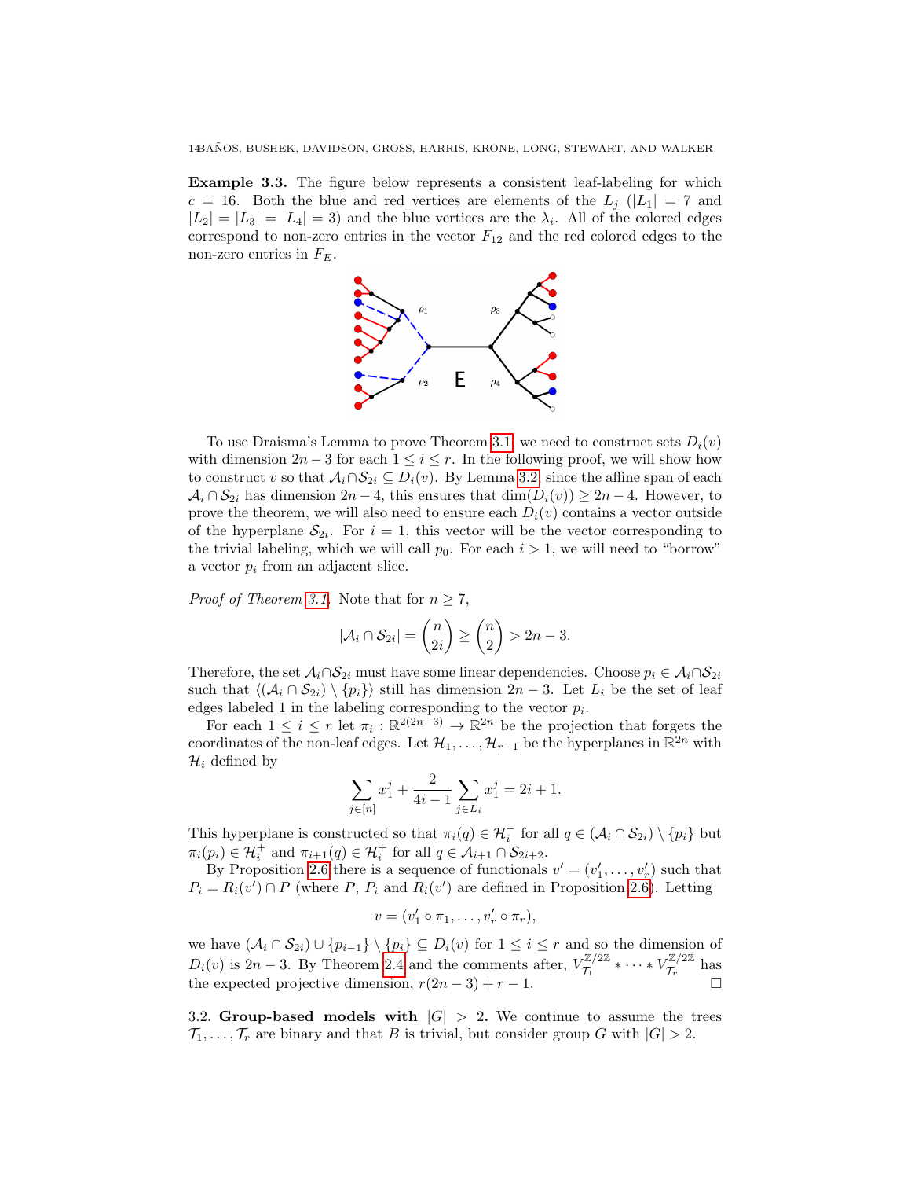**Example 3.3.** The figure below represents a consistent leaf-labeling for which $c = 16$. Both the blue and red vertices are elements of the $L_j$ ($|L_1| = 7$ and $|L_2| = |L_3| = |L_4| = 3$) and the blue vertices are the $\lambda_i$. All of the colored edges correspond to non-zero entries in the vector $F_{12}$ and the red colored edges to the non-zero entries in $F_E$.

To use Draisma's Lemma to prove Theorem 3.1, we need to construct sets $D_i(v)$ with dimension $2n-3$ for each $1 \leq i \leq r$. In the following proof, we will show how to construct $v$ so that $\mathcal{A}_i \cap \mathcal{S}_{2i} \subseteq D_i(v)$. By Lemma 3.2, since the affine span of each $\mathcal{A}_i \cap \mathcal{S}_{2i}$ has dimension $2n-4$, this ensures that $\dim(D_i(v)) \geq 2n-4$. However, to prove the theorem, we will also need to ensure each $D_i(v)$ contains a vector outside of the hyperplane $\mathcal{S}_{2i}$. For $i = 1$, this vector will be the vector corresponding to the trivial labeling, which we will call $p_0$. For each $i > 1$, we will need to "borrow" a vector $p_i$ from an adjacent slice.

*Proof of Theorem 3.1.* Note that for $n \geq 7$,

$$|\mathcal{A}_i \cap \mathcal{S}_{2i}| = \binom{n}{2i} \geq \binom{n}{2} > 2n-3.$$

Therefore, the set $\mathcal{A}_i \cap \mathcal{S}_{2i}$ must have some linear dependencies. Choose $p_i \in \mathcal{A}_i \cap \mathcal{S}_{2i}$ such that $\langle (\mathcal{A}_i \cap \mathcal{S}_{2i}) \setminus \{p_i\} \rangle$ still has dimension $2n-3$. Let $L_i$ be the set of leaf edges labeled 1 in the labeling corresponding to the vector $p_i$.

For each $1 \leq i \leq r$ let $\pi_i : \mathbb{R}^{2(2n-3)} \to \mathbb{R}^{2n}$ be the projection that forgets the coordinates of the non-leaf edges. Let $\mathcal{H}_1, \ldots, \mathcal{H}_{r-1}$ be the hyperplanes in $\mathbb{R}^{2n}$ with $\mathcal{H}_i$ defined by

$$\sum_{j \in [n]} x_1^j + \frac{2}{4i-1} \sum_{j \in L_i} x_1^j = 2i+1.$$

This hyperplane is constructed so that $\pi_i(q) \in \mathcal{H}_i^-$ for all $q \in (\mathcal{A}_i \cap \mathcal{S}_{2i}) \setminus \{p_i\}$ but $\pi_i(p_i) \in \mathcal{H}_i^+$ and $\pi_{i+1}(q) \in \mathcal{H}_i^+$ for all $q \in \mathcal{A}_{i+1} \cap \mathcal{S}_{2i+2}$.

By Proposition 2.6 there is a sequence of functionals $v' = (v_1', \ldots, v_r')$ such that $P_i = R_i(v') \cap P$ (where $P$, $P_i$ and $R_i(v')$ are defined in Proposition 2.6). Letting

$$v = (v_1' \circ \pi_1, \ldots, v_r' \circ \pi_r),$$

we have $(\mathcal{A}_i \cap \mathcal{S}_{2i}) \cup \{p_{i-1}\} \setminus \{p_i\} \subseteq D_i(v)$ for $1 \leq i \leq r$ and so the dimension of $D_i(v)$ is $2n-3$. By Theorem 2.4 and the comments after, $V_{\mathcal{T}_1}^{\mathbb{Z}/2\mathbb{Z}} * \cdots * V_{\mathcal{T}_r}^{\mathbb{Z}/2\mathbb{Z}}$ has the expected projective dimension, $r(2n-3) + r - 1$. $\square$

3.2. **Group-based models with $|G| > 2$.** We continue to assume the trees $\mathcal{T}_1, \ldots, \mathcal{T}_r$ are binary and that $B$ is trivial, but consider group $G$ with $|G| > 2$.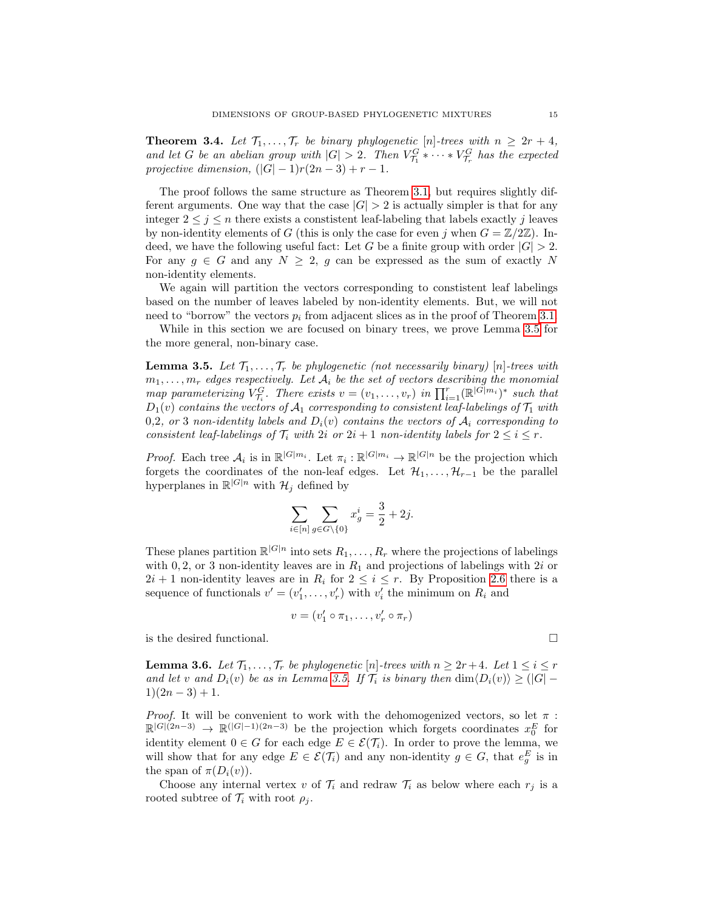**Theorem 3.4.** *Let $\mathcal{T}_1, \ldots, \mathcal{T}_r$ be binary phylogenetic $[n]$-trees with $n \geq 2r+4$, and let $G$ be an abelian group with $|G| > 2$. Then $V^G_{\mathcal{T}_1} * \cdots * V^G_{\mathcal{T}_r}$ has the expected projective dimension, $(|G|-1)r(2n-3) + r - 1$.*

The proof follows the same structure as Theorem 3.1, but requires slightly different arguments. One way that the case $|G| > 2$ is actually simpler is that for any integer $2 \leq j \leq n$ there exists a constistent leaf-labeling that labels exactly $j$ leaves by non-identity elements of $G$ (this is only the case for even $j$ when $G = \mathbb{Z}/2\mathbb{Z}$). Indeed, we have the following useful fact: Let $G$ be a finite group with order $|G| > 2$. For any $g \in G$ and any $N \geq 2$, $g$ can be expressed as the sum of exactly $N$ non-identity elements.

We again will partition the vectors corresponding to constistent leaf labelings based on the number of leaves labeled by non-identity elements. But, we will not need to "borrow" the vectors $p_i$ from adjacent slices as in the proof of Theorem 3.1.

While in this section we are focused on binary trees, we prove Lemma 3.5 for the more general, non-binary case.

**Lemma 3.5.** *Let $\mathcal{T}_1, \ldots, \mathcal{T}_r$ be phylogenetic (not necessarily binary) $[n]$-trees with $m_1, \ldots, m_r$ edges respectively. Let $\mathcal{A}_i$ be the set of vectors describing the monomial map parameterizing $V^G_{\mathcal{T}_i}$. There exists $v = (v_1, \ldots, v_r)$ in $\prod_{i=1}^r (\mathbb{R}^{|G|m_i})^*$ such that $D_1(v)$ contains the vectors of $\mathcal{A}_1$ corresponding to consistent leaf-labelings of $\mathcal{T}_1$ with $0, 2,$ or $3$ non-identity labels and $D_i(v)$ contains the vectors of $\mathcal{A}_i$ corresponding to consistent leaf-labelings of $\mathcal{T}_i$ with $2i$ or $2i+1$ non-identity labels for $2 \leq i \leq r$.*

*Proof.* Each tree $\mathcal{A}_i$ is in $\mathbb{R}^{|G|m_i}$. Let $\pi_i : \mathbb{R}^{|G|m_i} \to \mathbb{R}^{|G|n}$ be the projection which forgets the coordinates of the non-leaf edges. Let $\mathcal{H}_1, \ldots, \mathcal{H}_{r-1}$ be the parallel hyperplanes in $\mathbb{R}^{|G|n}$ with $\mathcal{H}_j$ defined by

$$\sum_{i \in [n]} \sum_{g \in G \setminus \{0\}} x^i_g = \frac{3}{2} + 2j.$$

These planes partition $\mathbb{R}^{|G|n}$ into sets $R_1, \ldots, R_r$ where the projections of labelings with $0, 2,$ or $3$ non-identity leaves are in $R_1$ and projections of labelings with $2i$ or $2i+1$ non-identity leaves are in $R_i$ for $2 \leq i \leq r$. By Proposition 2.6 there is a sequence of functionals $v' = (v'_1, \ldots, v'_r)$ with $v'_i$ the minimum on $R_i$ and

$$v = (v'_1 \circ \pi_1, \ldots, v'_r \circ \pi_r)$$

is the desired functional. $\square$

**Lemma 3.6.** *Let $\mathcal{T}_1, \ldots, \mathcal{T}_r$ be phylogenetic $[n]$-trees with $n \geq 2r+4$. Let $1 \leq i \leq r$ and let $v$ and $D_i(v)$ be as in Lemma 3.5. If $\mathcal{T}_i$ is binary then $\dim \langle D_i(v) \rangle \geq (|G|-1)(2n-3)+1$.*

*Proof.* It will be convenient to work with the dehomogenized vectors, so let $\pi : \mathbb{R}^{|G|(2n-3)} \to \mathbb{R}^{(|G|-1)(2n-3)}$ be the projection which forgets coordinates $x^E_0$ for identity element $0 \in G$ for each edge $E \in \mathcal{E}(\mathcal{T}_i)$. In order to prove the lemma, we will show that for any edge $E \in \mathcal{E}(\mathcal{T}_i)$ and any non-identity $g \in G$, that $e^E_g$ is in the span of $\pi(D_i(v))$.

Choose any internal vertex $v$ of $\mathcal{T}_i$ and redraw $\mathcal{T}_i$ as below where each $r_j$ is a rooted subtree of $\mathcal{T}_i$ with root $\rho_j$.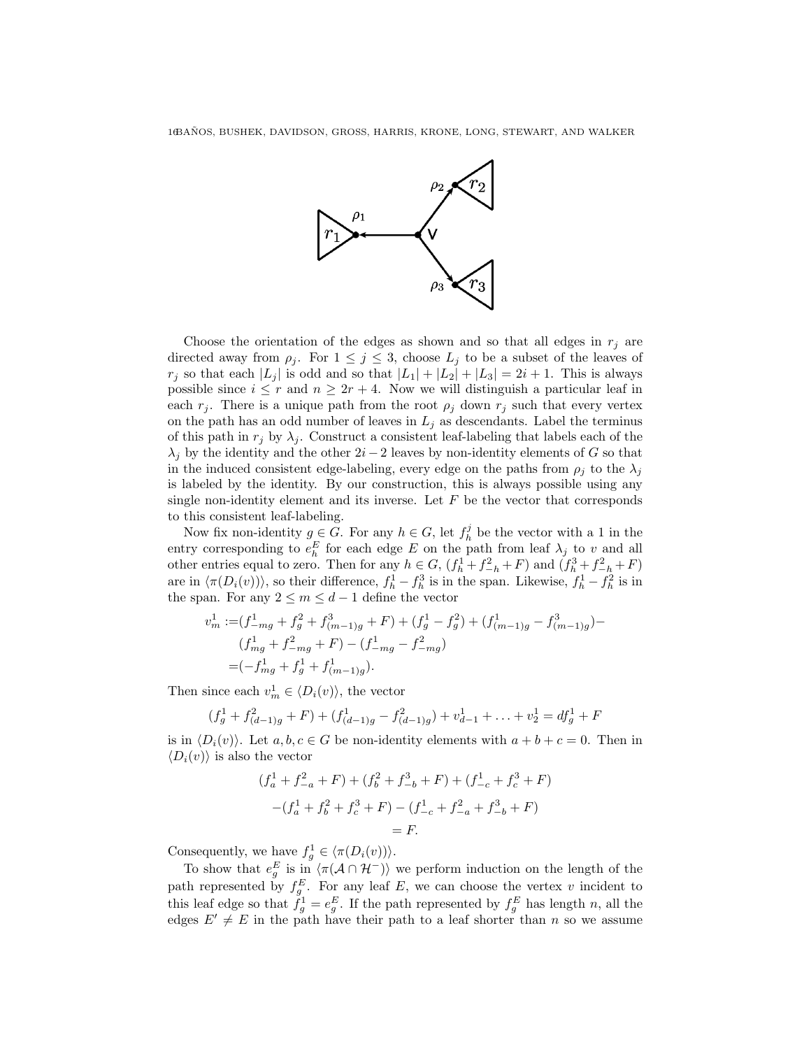Choose the orientation of the edges as shown and so that all edges in $r_j$ are directed away from $\rho_j$. For $1 \le j \le 3$, choose $L_j$ to be a subset of the leaves of $r_j$ so that each $|L_j|$ is odd and so that $|L_1| + |L_2| + |L_3| = 2i + 1$. This is always possible since $i \le r$ and $n \ge 2r + 4$. Now we will distinguish a particular leaf in each $r_j$. There is a unique path from the root $\rho_j$ down $r_j$ such that every vertex on the path has an odd number of leaves in $L_j$ as descendants. Label the terminus of this path in $r_j$ by $\lambda_j$. Construct a consistent leaf-labeling that labels each of the $\lambda_j$ by the identity and the other $2i-2$ leaves by non-identity elements of $G$ so that in the induced consistent edge-labeling, every edge on the paths from $\rho_j$ to the $\lambda_j$ is labeled by the identity. By our construction, this is always possible using any single non-identity element and its inverse. Let $F$ be the vector that corresponds to this consistent leaf-labeling.

Now fix non-identity $g \in G$. For any $h \in G$, let $f_h^j$ be the vector with a 1 in the entry corresponding to $e_h^E$ for each edge $E$ on the path from leaf $\lambda_j$ to $v$ and all other entries equal to zero. Then for any $h \in G$, $(f_h^1 + f_{-h}^2 + F)$ and $(f_h^3 + f_{-h}^2 + F)$ are in $\langle \pi(D_i(v)) \rangle$, so their difference, $f_h^1 - f_h^3$ is in the span. Likewise, $f_h^1 - f_h^2$ is in the span. For any $2 \le m \le d-1$ define the vector

$$
\begin{aligned}
v_m^1 :=& (f_{-mg}^1 + f_g^2 + f_{(m-1)g}^3 + F) + (f_g^1 - f_g^2) + (f_{(m-1)g}^1 - f_{(m-1)g}^3) - \\
& (f_{mg}^1 + f_{-mg}^2 + F) - (f_{-mg}^1 - f_{-mg}^2) \\
=& (-f_{mg}^1 + f_g^1 + f_{(m-1)g}^1).
\end{aligned}
$$

Then since each $v_m^1 \in \langle D_i(v) \rangle$, the vector

$$
(f_g^1 + f_{(d-1)g}^2 + F) + (f_{(d-1)g}^1 - f_{(d-1)g}^2) + v_{d-1}^1 + \ldots + v_2^1 = df_g^1 + F
$$

is in $\langle D_i(v) \rangle$. Let $a, b, c \in G$ be non-identity elements with $a + b + c = 0$. Then in $\langle D_i(v) \rangle$ is also the vector

$$
\begin{aligned}
&(f_a^1 + f_{-a}^2 + F) + (f_b^2 + f_{-b}^3 + F) + (f_{-c}^1 + f_c^3 + F) \\
&-(f_a^1 + f_b^2 + f_c^3 + F) - (f_{-c}^1 + f_{-a}^2 + f_{-b}^3 + F) \\
&= F.
\end{aligned}
$$

Consequently, we have $f_g^1 \in \langle \pi(D_i(v)) \rangle$.

To show that $e_g^E$ is in $\langle \pi(\mathcal{A} \cap \mathcal{H}^-) \rangle$ we perform induction on the length of the path represented by $f_g^E$. For any leaf $E$, we can choose the vertex $v$ incident to this leaf edge so that $f_g^1 = e_g^E$. If the path represented by $f_g^E$ has length $n$, all the edges $E' \neq E$ in the path have their path to a leaf shorter than $n$ so we assume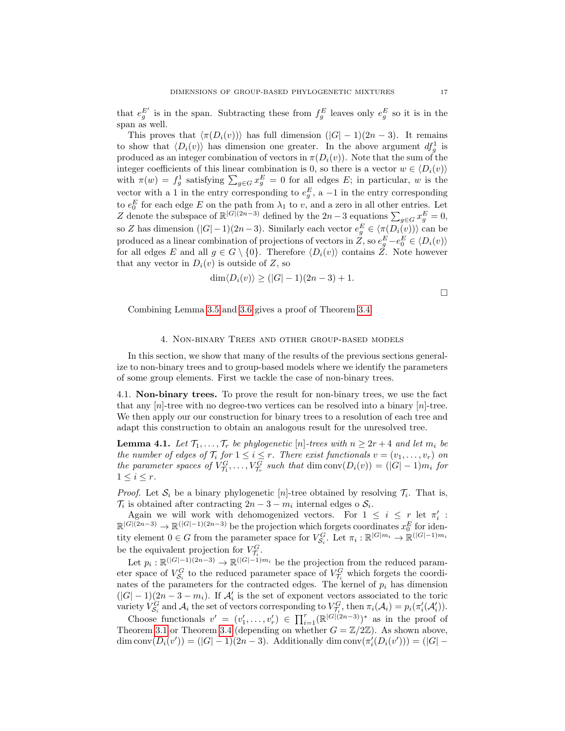that $e_g^{E'}$ is in the span. Subtracting these from $f_g^E$ leaves only $e_g^E$ so it is in the span as well.

This proves that $\langle \pi(D_i(v))\rangle$ has full dimension $(|G|-1)(2n-3)$. It remains to show that $\langle D_i(v)\rangle$ has dimension one greater. In the above argument $df_g^1$ is produced as an integer combination of vectors in $\pi(D_i(v))$. Note that the sum of the integer coefficients of this linear combination is 0, so there is a vector $w \in \langle D_i(v)\rangle$ with $\pi(w) = f_g^1$ satisfying $\sum_{g\in G} x_g^E = 0$ for all edges $E$; in particular, $w$ is the vector with a 1 in the entry corresponding to $e_g^E$, a $-1$ in the entry corresponding to $e_0^E$ for each edge $E$ on the path from $\lambda_1$ to $v$, and a zero in all other entries. Let $Z$ denote the subspace of $\mathbb{R}^{|G|(2n-3)}$ defined by the $2n-3$ equations $\sum_{g\in G} x_g^E = 0$, so $Z$ has dimension $(|G|-1)(2n-3)$. Similarly each vector $e_g^E \in \langle \pi(D_i(v))\rangle$ can be produced as a linear combination of projections of vectors in $Z$, so $e_g^E - e_0^E \in \langle D_i(v)\rangle$ for all edges $E$ and all $g \in G \setminus \{0\}$. Therefore $\langle D_i(v)\rangle$ contains $Z$. Note however that any vector in $D_i(v)$ is outside of $Z$, so

$$\dim\langle D_i(v)\rangle \geq (|G|-1)(2n-3)+1.$$

$\square$

Combining Lemma 3.5 and 3.6 gives a proof of Theorem 3.4.

## 4. Non-binary Trees and other group-based models

In this section, we show that many of the results of the previous sections generalize to non-binary trees and to group-based models where we identify the parameters of some group elements. First we tackle the case of non-binary trees.

### 4.1. Non-binary trees.

To prove the result for non-binary trees, we use the fact that any $[n]$-tree with no degree-two vertices can be resolved into a binary $[n]$-tree. We then apply our our construction for binary trees to a resolution of each tree and adapt this construction to obtain an analogous result for the unresolved tree.

**Lemma 4.1.** *Let $\mathcal{T}_1, \ldots, \mathcal{T}_r$ be phylogenetic $[n]$-trees with $n \geq 2r+4$ and let $m_i$ be the number of edges of $\mathcal{T}_i$ for $1 \leq i \leq r$. There exist functionals $v = (v_1, \ldots, v_r)$ on the parameter spaces of $V_{\mathcal{T}_1}^G, \ldots, V_{\mathcal{T}_r}^G$ such that $\dim \operatorname{conv}(D_i(v)) = (|G|-1)m_i$ for $1 \leq i \leq r$.*

*Proof.* Let $\mathcal{S}_i$ be a binary phylogenetic $[n]$-tree obtained by resolving $\mathcal{T}_i$. That is, $\mathcal{T}_i$ is obtained after contracting $2n-3-m_i$ internal edges o $\mathcal{S}_i$.

Again we will work with dehomogenized vectors. For $1 \leq i \leq r$ let $\pi_i' : \mathbb{R}^{|G|(2n-3)} \to \mathbb{R}^{(|G|-1)(2n-3)}$ be the projection which forgets coordinates $x_0^E$ for identity element $0 \in G$ from the parameter space for $V_{\mathcal{S}_i}^G$. Let $\pi_i : \mathbb{R}^{|G|m_i} \to \mathbb{R}^{(|G|-1)m_i}$ be the equivalent projection for $V_{\mathcal{T}_i}^G$.

Let $p_i : \mathbb{R}^{(|G|-1)(2n-3)} \to \mathbb{R}^{(|G|-1)m_i}$ be the projection from the reduced parameter space of $V_{\mathcal{S}_i}^G$ to the reduced parameter space of $V_{\mathcal{T}_i}^G$ which forgets the coordinates of the parameters for the contracted edges. The kernel of $p_i$ has dimension $(|G|-1)(2n-3-m_i)$. If $\mathcal{A}_i'$ is the set of exponent vectors associated to the toric variety $V_{\mathcal{S}_i}^G$ and $\mathcal{A}_i$ the set of vectors corresponding to $V_{\mathcal{T}_i}^G$, then $\pi_i(\mathcal{A}_i) = p_i(\pi_i'(\mathcal{A}_i'))$.

Choose functionals $v' = (v_1', \ldots, v_r') \in \prod_{i=1}^r (\mathbb{R}^{|G|(2n-3)})^*$ as in the proof of Theorem 3.1 or Theorem 3.4 (depending on whether $G = \mathbb{Z}/2\mathbb{Z}$). As shown above, $\dim \operatorname{conv}(D_i(v')) = (|G|-1)(2n-3)$. Additionally $\dim \operatorname{conv}(\pi_i'(D_i(v'))) = (|G|-$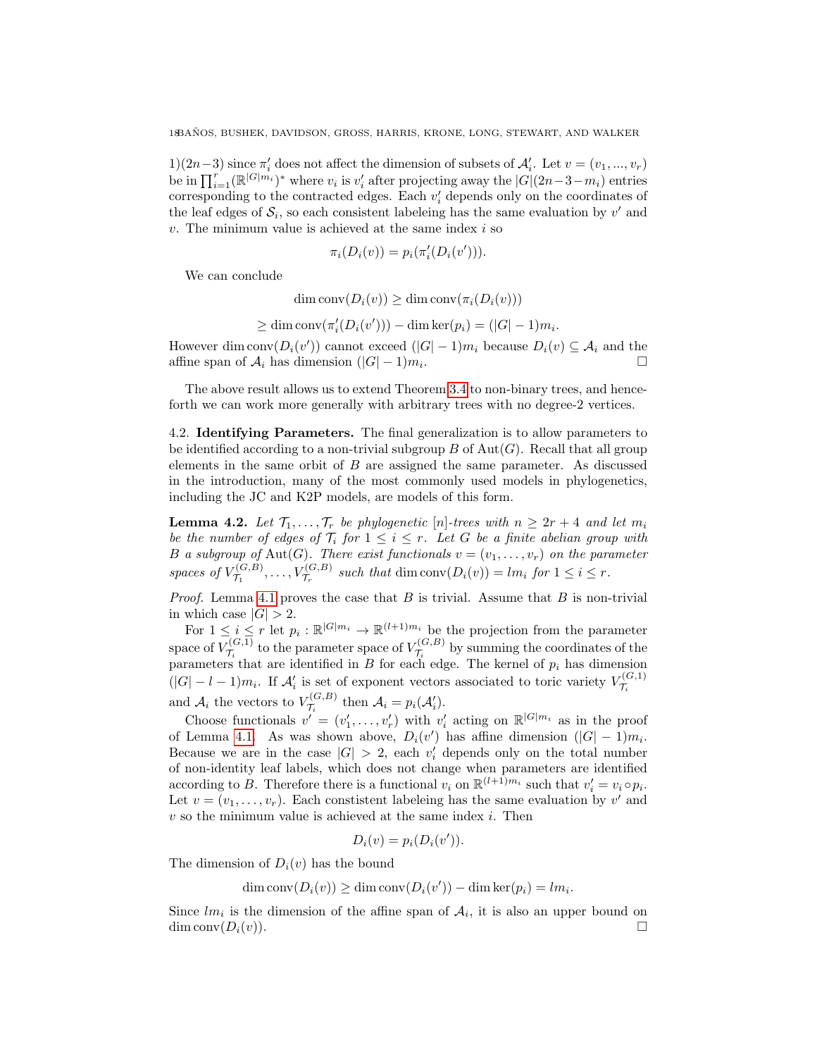1)(2n−3) since $\pi'_i$ does not affect the dimension of subsets of $\mathcal{A}'_i$. Let $v = (v_1, ..., v_r)$ be in $\prod_{i=1}^r (\mathbb{R}^{|G|m_i})^*$ where $v_i$ is $v'_i$ after projecting away the $|G|(2n-3-m_i)$ entries corresponding to the contracted edges. Each $v'_i$ depends only on the coordinates of the leaf edges of $\mathcal{S}_i$, so each consistent labeleing has the same evaluation by $v'$ and $v$. The minimum value is achieved at the same index $i$ so

$$\pi_i(D_i(v)) = p_i(\pi'_i(D_i(v'))).$$

We can conclude

$$\dim \operatorname{conv}(D_i(v)) \geq \dim \operatorname{conv}(\pi_i(D_i(v)))$$
$$\geq \dim \operatorname{conv}(\pi'_i(D_i(v'))) - \dim \ker(p_i) = (|G| - 1)m_i.$$

However $\dim \operatorname{conv}(D_i(v'))$ cannot exceed $(|G| - 1)m_i$ because $D_i(v) \subseteq \mathcal{A}_i$ and the affine span of $\mathcal{A}_i$ has dimension $(|G| - 1)m_i$. □

The above result allows us to extend Theorem 3.4 to non-binary trees, and henceforth we can work more generally with arbitrary trees with no degree-2 vertices.

4.2. **Identifying Parameters.** The final generalization is to allow parameters to be identified according to a non-trivial subgroup $B$ of $\operatorname{Aut}(G)$. Recall that all group elements in the same orbit of $B$ are assigned the same parameter. As discussed in the introduction, many of the most commonly used models in phylogenetics, including the JC and K2P models, are models of this form.

**Lemma 4.2.** *Let $\mathcal{T}_1, \ldots, \mathcal{T}_r$ be phylogenetic $[n]$-trees with $n \geq 2r + 4$ and let $m_i$ be the number of edges of $\mathcal{T}_i$ for $1 \leq i \leq r$. Let $G$ be a finite abelian group with $B$ a subgroup of $\operatorname{Aut}(G)$. There exist functionals $v = (v_1, \ldots, v_r)$ on the parameter spaces of $V^{(G,B)}_{\mathcal{T}_1}, \ldots, V^{(G,B)}_{\mathcal{T}_r}$ such that $\dim \operatorname{conv}(D_i(v)) = lm_i$ for $1 \leq i \leq r$.*

*Proof.* Lemma 4.1 proves the case that $B$ is trivial. Assume that $B$ is non-trivial in which case $|G| > 2$.

For $1 \leq i \leq r$ let $p_i : \mathbb{R}^{|G|m_i} \to \mathbb{R}^{(l+1)m_i}$ be the projection from the parameter space of $V^{(G,1)}_{\mathcal{T}_i}$ to the parameter space of $V^{(G,B)}_{\mathcal{T}_i}$ by summing the coordinates of the parameters that are identified in $B$ for each edge. The kernel of $p_i$ has dimension $(|G| - l - 1)m_i$. If $\mathcal{A}'_i$ is set of exponent vectors associated to toric variety $V^{(G,1)}_{\mathcal{T}_i}$ and $\mathcal{A}_i$ the vectors to $V^{(G,B)}_{\mathcal{T}_i}$ then $\mathcal{A}_i = p_i(\mathcal{A}'_i)$.

Choose functionals $v' = (v'_1, \ldots, v'_r)$ with $v'_i$ acting on $\mathbb{R}^{|G|m_i}$ as in the proof of Lemma 4.1. As was shown above, $D_i(v')$ has affine dimension $(|G| - 1)m_i$. Because we are in the case $|G| > 2$, each $v'_i$ depends only on the total number of non-identity leaf labels, which does not change when parameters are identified according to $B$. Therefore there is a functional $v_i$ on $\mathbb{R}^{(l+1)m_i}$ such that $v'_i = v_i \circ p_i$. Let $v = (v_1, \ldots, v_r)$. Each constistent labeleing has the same evaluation by $v'$ and $v$ so the minimum value is achieved at the same index $i$. Then

$$D_i(v) = p_i(D_i(v')).$$

The dimension of $D_i(v)$ has the bound

$$\dim \operatorname{conv}(D_i(v)) \geq \dim \operatorname{conv}(D_i(v')) - \dim \ker(p_i) = lm_i.$$

Since $lm_i$ is the dimension of the affine span of $\mathcal{A}_i$, it is also an upper bound on $\dim \operatorname{conv}(D_i(v))$. □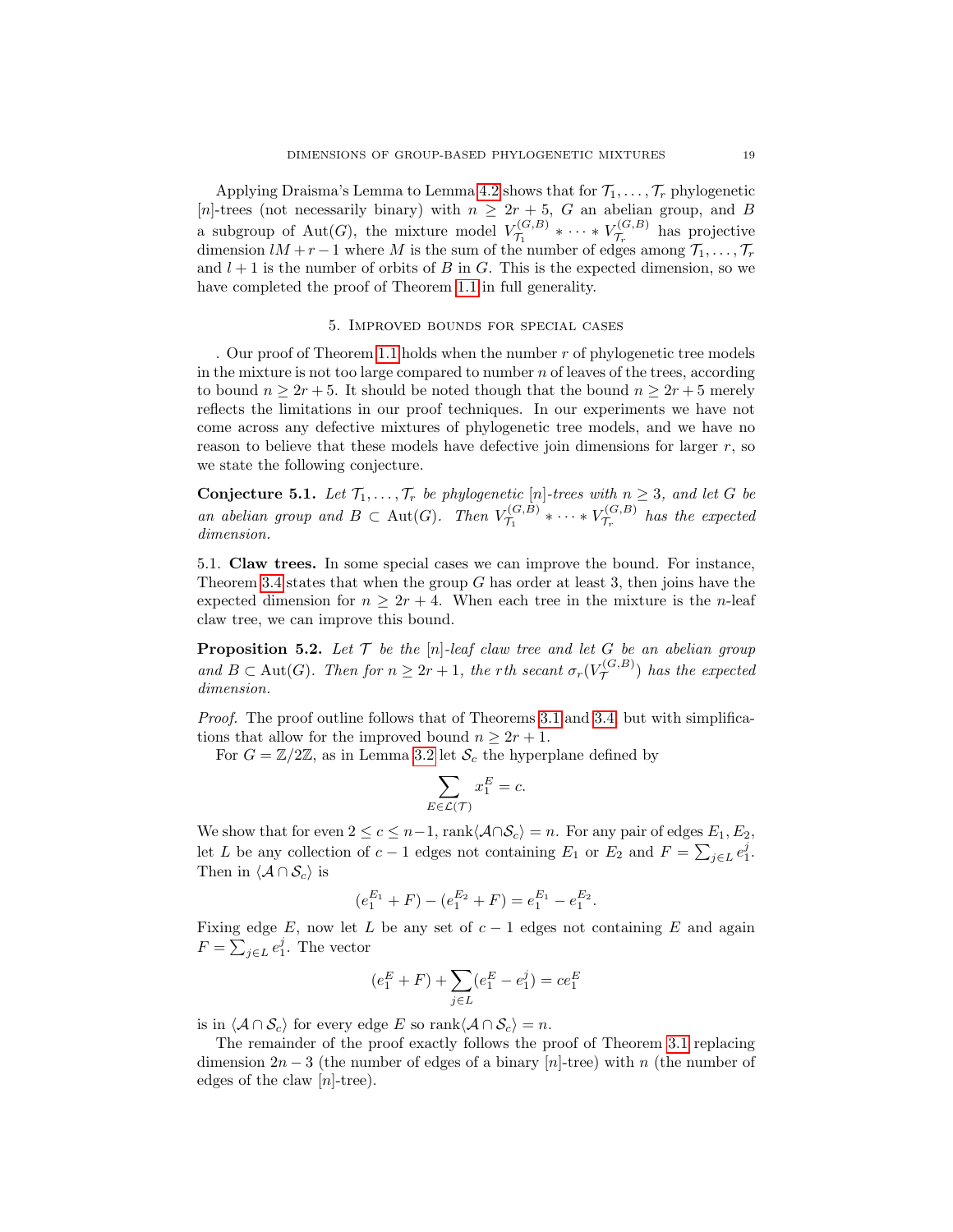Applying Draisma's Lemma to Lemma 4.2 shows that for $\mathcal{T}_1, \ldots, \mathcal{T}_r$ phylogenetic $[n]$-trees (not necessarily binary) with $n \geq 2r+5$, $G$ an abelian group, and $B$ a subgroup of $\mathrm{Aut}(G)$, the mixture model $V_{\mathcal{T}_1}^{(G,B)} * \cdots * V_{\mathcal{T}_r}^{(G,B)}$ has projective dimension $lM + r - 1$ where $M$ is the sum of the number of edges among $\mathcal{T}_1, \ldots, \mathcal{T}_r$ and $l+1$ is the number of orbits of $B$ in $G$. This is the expected dimension, so we have completed the proof of Theorem 1.1 in full generality.

## 5. Improved bounds for special cases

. Our proof of Theorem 1.1 holds when the number $r$ of phylogenetic tree models in the mixture is not too large compared to number $n$ of leaves of the trees, according to bound $n \geq 2r+5$. It should be noted though that the bound $n \geq 2r+5$ merely reflects the limitations in our proof techniques. In our experiments we have not come across any defective mixtures of phylogenetic tree models, and we have no reason to believe that these models have defective join dimensions for larger $r$, so we state the following conjecture.

**Conjecture 5.1.** *Let $\mathcal{T}_1, \ldots, \mathcal{T}_r$ be phylogenetic $[n]$-trees with $n \geq 3$, and let $G$ be an abelian group and $B \subset \mathrm{Aut}(G)$. Then $V_{\mathcal{T}_1}^{(G,B)} * \cdots * V_{\mathcal{T}_r}^{(G,B)}$ has the expected dimension.*

5.1. **Claw trees.** In some special cases we can improve the bound. For instance, Theorem 3.4 states that when the group $G$ has order at least 3, then joins have the expected dimension for $n \geq 2r+4$. When each tree in the mixture is the $n$-leaf claw tree, we can improve this bound.

**Proposition 5.2.** *Let $\mathcal{T}$ be the $[n]$-leaf claw tree and let $G$ be an abelian group and $B \subset \mathrm{Aut}(G)$. Then for $n \geq 2r+1$, the $r$th secant $\sigma_r(V_{\mathcal{T}}^{(G,B)})$ has the expected dimension.*

*Proof.* The proof outline follows that of Theorems 3.1 and 3.4, but with simplifications that allow for the improved bound $n \geq 2r+1$.

For $G = \mathbb{Z}/2\mathbb{Z}$, as in Lemma 3.2 let $\mathcal{S}_c$ the hyperplane defined by

$$\sum_{E \in \mathcal{L}(\mathcal{T})} x_1^E = c.$$

We show that for even $2 \leq c \leq n-1$, $\mathrm{rank}\langle \mathcal{A} \cap \mathcal{S}_c \rangle = n$. For any pair of edges $E_1, E_2$, let $L$ be any collection of $c-1$ edges not containing $E_1$ or $E_2$ and $F = \sum_{j \in L} e_1^j$. Then in $\langle \mathcal{A} \cap \mathcal{S}_c \rangle$ is

$$(e_1^{E_1} + F) - (e_1^{E_2} + F) = e_1^{E_1} - e_1^{E_2}.$$

Fixing edge $E$, now let $L$ be any set of $c-1$ edges not containing $E$ and again $F = \sum_{j \in L} e_1^j$. The vector

$$(e_1^E + F) + \sum_{j \in L} (e_1^E - e_1^j) = c e_1^E$$

is in $\langle \mathcal{A} \cap \mathcal{S}_c \rangle$ for every edge $E$ so $\mathrm{rank}\langle \mathcal{A} \cap \mathcal{S}_c \rangle = n$.

The remainder of the proof exactly follows the proof of Theorem 3.1 replacing dimension $2n-3$ (the number of edges of a binary $[n]$-tree) with $n$ (the number of edges of the claw $[n]$-tree).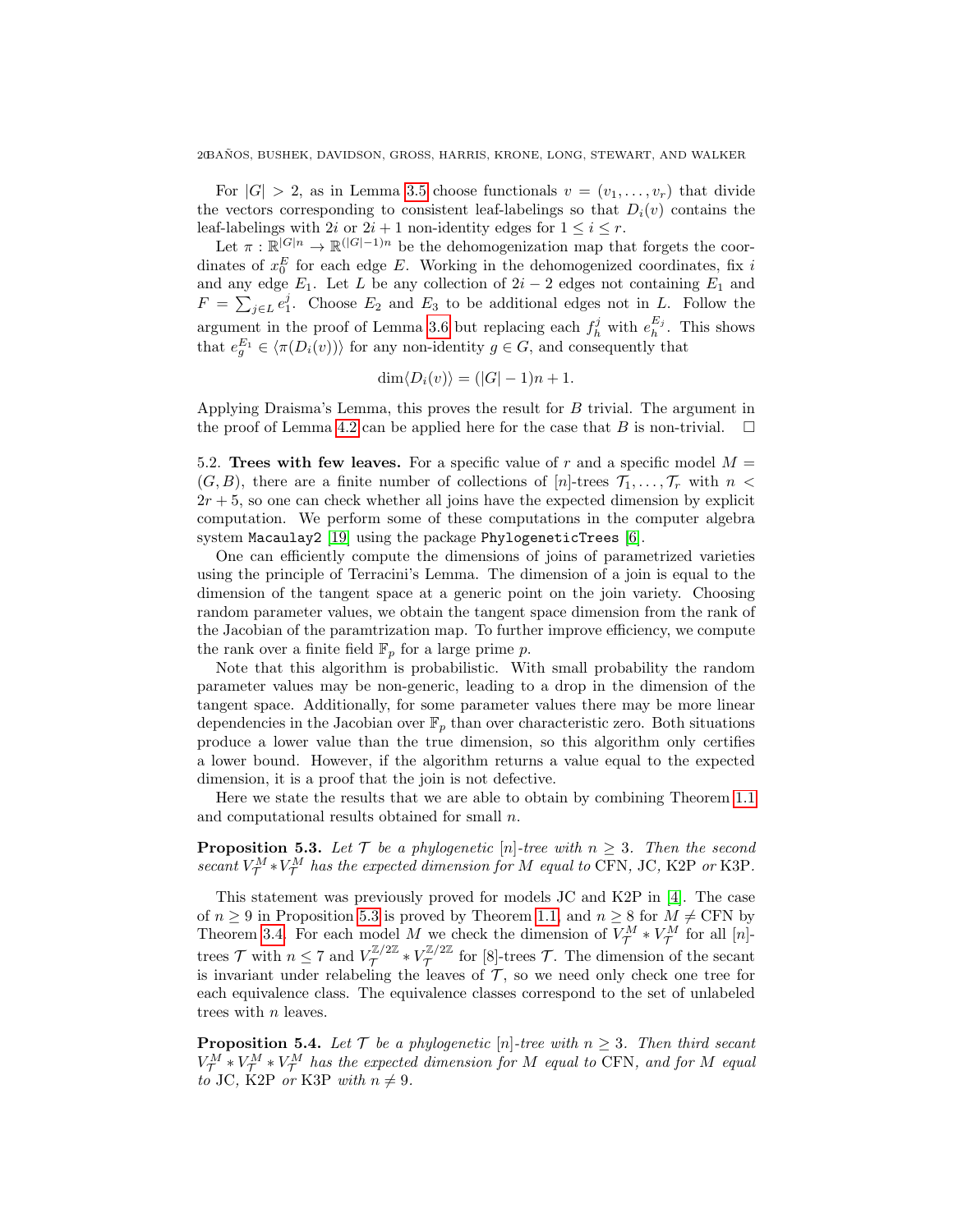For $|G| > 2$, as in Lemma 3.5 choose functionals $v = (v_1, \ldots, v_r)$ that divide the vectors corresponding to consistent leaf-labelings so that $D_i(v)$ contains the leaf-labelings with $2i$ or $2i+1$ non-identity edges for $1 \leq i \leq r$.

Let $\pi : \mathbb{R}^{|G|n} \to \mathbb{R}^{(|G|-1)n}$ be the dehomogenization map that forgets the coordinates of $x_0^E$ for each edge $E$. Working in the dehomogenized coordinates, fix $i$ and any edge $E_1$. Let $L$ be any collection of $2i - 2$ edges not containing $E_1$ and $F = \sum_{j \in L} e_1^j$. Choose $E_2$ and $E_3$ to be additional edges not in $L$. Follow the argument in the proof of Lemma 3.6 but replacing each $f_h^j$ with $e_h^{E_j}$. This shows that $e_g^{E_1} \in \langle \pi(D_i(v)) \rangle$ for any non-identity $g \in G$, and consequently that

$$\dim \langle D_i(v) \rangle = (|G| - 1)n + 1.$$

Applying Draisma's Lemma, this proves the result for $B$ trivial. The argument in the proof of Lemma 4.2 can be applied here for the case that $B$ is non-trivial. $\square$

5.2. **Trees with few leaves.** For a specific value of $r$ and a specific model $M = (G, B)$, there are a finite number of collections of $[n]$-trees $\mathcal{T}_1, \ldots, \mathcal{T}_r$ with $n < 2r + 5$, so one can check whether all joins have the expected dimension by explicit computation. We perform some of these computations in the computer algebra system `Macaulay2` [19] using the package `PhylogeneticTrees` [6].

One can efficiently compute the dimensions of joins of parametrized varieties using the principle of Terracini's Lemma. The dimension of a join is equal to the dimension of the tangent space at a generic point on the join variety. Choosing random parameter values, we obtain the tangent space dimension from the rank of the Jacobian of the paramtrization map. To further improve efficiency, we compute the rank over a finite field $\mathbb{F}_p$ for a large prime $p$.

Note that this algorithm is probabilistic. With small probability the random parameter values may be non-generic, leading to a drop in the dimension of the tangent space. Additionally, for some parameter values there may be more linear dependencies in the Jacobian over $\mathbb{F}_p$ than over characteristic zero. Both situations produce a lower value than the true dimension, so this algorithm only certifies a lower bound. However, if the algorithm returns a value equal to the expected dimension, it is a proof that the join is not defective.

Here we state the results that we are able to obtain by combining Theorem 1.1 and computational results obtained for small $n$.

**Proposition 5.3.** *Let $\mathcal{T}$ be a phylogenetic $[n]$-tree with $n \geq 3$. Then the second secant $V_{\mathcal{T}}^M * V_{\mathcal{T}}^M$ has the expected dimension for $M$ equal to* CFN, JC, K2P *or* K3P.

This statement was previously proved for models JC and K2P in [4]. The case of $n \geq 9$ in Proposition 5.3 is proved by Theorem 1.1, and $n \geq 8$ for $M \neq$ CFN by Theorem 3.4. For each model $M$ we check the dimension of $V_{\mathcal{T}}^M * V_{\mathcal{T}}^M$ for all $[n]$-trees $\mathcal{T}$ with $n \leq 7$ and $V_{\mathcal{T}}^{\mathbb{Z}/2\mathbb{Z}} * V_{\mathcal{T}}^{\mathbb{Z}/2\mathbb{Z}}$ for $[8]$-trees $\mathcal{T}$. The dimension of the secant is invariant under relabeling the leaves of $\mathcal{T}$, so we need only check one tree for each equivalence class. The equivalence classes correspond to the set of unlabeled trees with $n$ leaves.

**Proposition 5.4.** *Let $\mathcal{T}$ be a phylogenetic $[n]$-tree with $n \geq 3$. Then third secant $V_{\mathcal{T}}^M * V_{\mathcal{T}}^M * V_{\mathcal{T}}^M$ has the expected dimension for $M$ equal to* CFN, *and for $M$ equal to* JC, K2P *or* K3P *with $n \neq 9$.*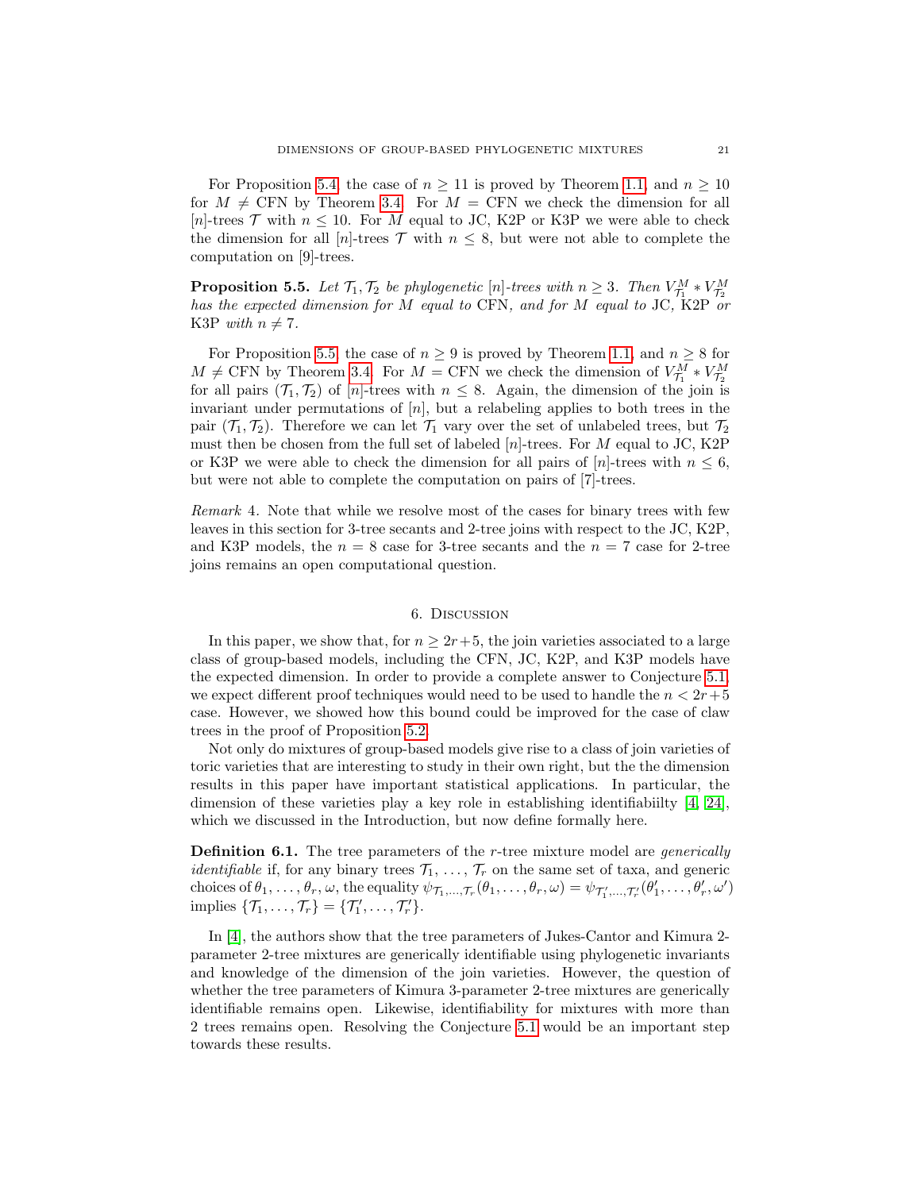For Proposition 5.4, the case of $n \geq 11$ is proved by Theorem 1.1, and $n \geq 10$ for $M \neq$ CFN by Theorem 3.4. For $M =$ CFN we check the dimension for all $[n]$-trees $\mathcal{T}$ with $n \leq 10$. For $M$ equal to JC, K2P or K3P we were able to check the dimension for all $[n]$-trees $\mathcal{T}$ with $n \leq 8$, but were not able to complete the computation on [9]-trees.

**Proposition 5.5.** *Let $\mathcal{T}_1, \mathcal{T}_2$ be phylogenetic $[n]$-trees with $n \geq 3$. Then $V^M_{\mathcal{T}_1} * V^M_{\mathcal{T}_2}$ has the expected dimension for $M$ equal to* CFN*, and for $M$ equal to* JC*,* K2P *or* K3P *with $n \neq 7$.*

For Proposition 5.5, the case of $n \geq 9$ is proved by Theorem 1.1, and $n \geq 8$ for $M \neq$ CFN by Theorem 3.4. For $M =$ CFN we check the dimension of $V^M_{\mathcal{T}_1} * V^M_{\mathcal{T}_2}$ for all pairs $(\mathcal{T}_1, \mathcal{T}_2)$ of $[n]$-trees with $n \leq 8$. Again, the dimension of the join is invariant under permutations of $[n]$, but a relabeling applies to both trees in the pair $(\mathcal{T}_1, \mathcal{T}_2)$. Therefore we can let $\mathcal{T}_1$ vary over the set of unlabeled trees, but $\mathcal{T}_2$ must then be chosen from the full set of labeled $[n]$-trees. For $M$ equal to JC, K2P or K3P we were able to check the dimension for all pairs of $[n]$-trees with $n \leq 6$, but were not able to complete the computation on pairs of [7]-trees.

*Remark* 4. Note that while we resolve most of the cases for binary trees with few leaves in this section for 3-tree secants and 2-tree joins with respect to the JC, K2P, and K3P models, the $n = 8$ case for 3-tree secants and the $n = 7$ case for 2-tree joins remains an open computational question.

## 6. Discussion

In this paper, we show that, for $n \geq 2r+5$, the join varieties associated to a large class of group-based models, including the CFN, JC, K2P, and K3P models have the expected dimension. In order to provide a complete answer to Conjecture 5.1, we expect different proof techniques would need to be used to handle the $n < 2r+5$ case. However, we showed how this bound could be improved for the case of claw trees in the proof of Proposition 5.2.

Not only do mixtures of group-based models give rise to a class of join varieties of toric varieties that are interesting to study in their own right, but the the dimension results in this paper have important statistical applications. In particular, the dimension of these varieties play a key role in establishing identifiabiilty [4, 24], which we discussed in the Introduction, but now define formally here.

**Definition 6.1.** The tree parameters of the $r$-tree mixture model are *generically identifiable* if, for any binary trees $\mathcal{T}_1, \ldots, \mathcal{T}_r$ on the same set of taxa, and generic choices of $\theta_1, \ldots, \theta_r, \omega$, the equality $\psi_{\mathcal{T}_1,\ldots,\mathcal{T}_r}(\theta_1, \ldots, \theta_r, \omega) = \psi_{\mathcal{T}'_1,\ldots,\mathcal{T}'_r}(\theta'_1, \ldots, \theta'_r, \omega')$ implies $\{\mathcal{T}_1, \ldots, \mathcal{T}_r\} = \{\mathcal{T}'_1, \ldots, \mathcal{T}'_r\}$.

In [4], the authors show that the tree parameters of Jukes-Cantor and Kimura 2-parameter 2-tree mixtures are generically identifiable using phylogenetic invariants and knowledge of the dimension of the join varieties. However, the question of whether the tree parameters of Kimura 3-parameter 2-tree mixtures are generically identifiable remains open. Likewise, identifiability for mixtures with more than 2 trees remains open. Resolving the Conjecture 5.1 would be an important step towards these results.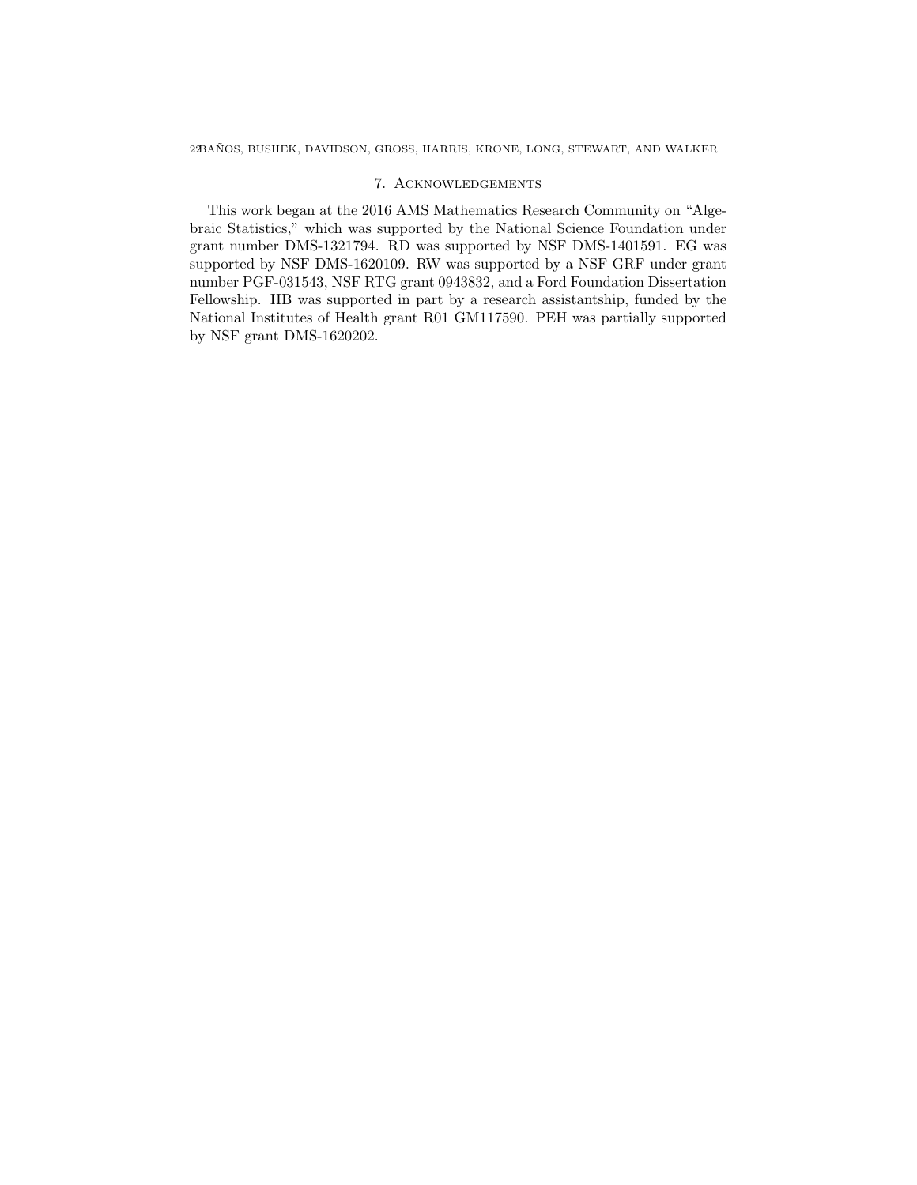## 7. Acknowledgements

This work began at the 2016 AMS Mathematics Research Community on "Algebraic Statistics," which was supported by the National Science Foundation under grant number DMS-1321794. RD was supported by NSF DMS-1401591. EG was supported by NSF DMS-1620109. RW was supported by a NSF GRF under grant number PGF-031543, NSF RTG grant 0943832, and a Ford Foundation Dissertation Fellowship. HB was supported in part by a research assistantship, funded by the National Institutes of Health grant R01 GM117590. PEH was partially supported by NSF grant DMS-1620202.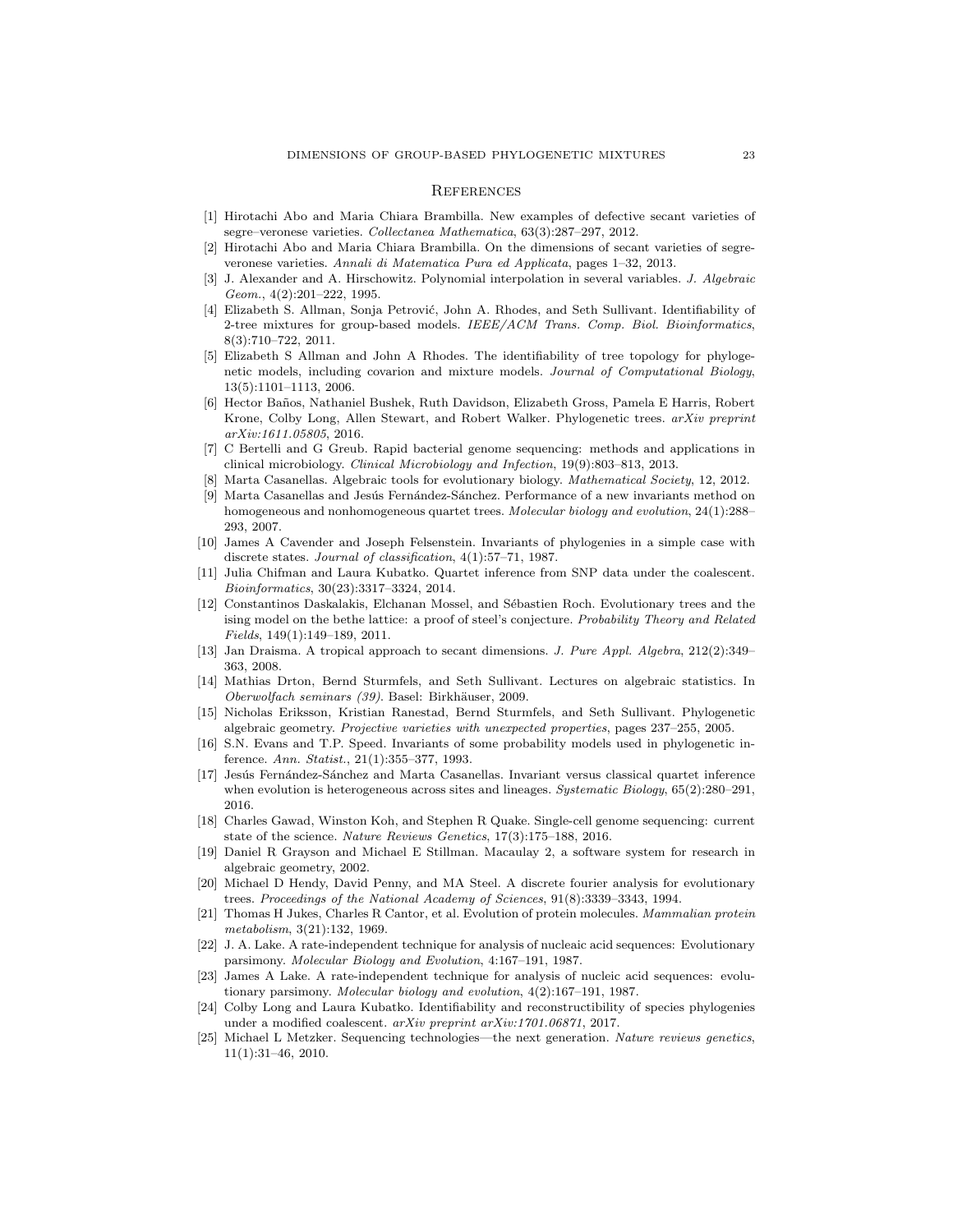## References

[1] Hirotachi Abo and Maria Chiara Brambilla. New examples of defective secant varieties of segre–veronese varieties. *Collectanea Mathematica*, 63(3):287–297, 2012.

[2] Hirotachi Abo and Maria Chiara Brambilla. On the dimensions of secant varieties of segre-veronese varieties. *Annali di Matematica Pura ed Applicata*, pages 1–32, 2013.

[3] J. Alexander and A. Hirschowitz. Polynomial interpolation in several variables. *J. Algebraic Geom.*, 4(2):201–222, 1995.

[4] Elizabeth S. Allman, Sonja Petrović, John A. Rhodes, and Seth Sullivant. Identifiability of 2-tree mixtures for group-based models. *IEEE/ACM Trans. Comp. Biol. Bioinformatics*, 8(3):710–722, 2011.

[5] Elizabeth S Allman and John A Rhodes. The identifiability of tree topology for phylogenetic models, including covarion and mixture models. *Journal of Computational Biology*, 13(5):1101–1113, 2006.

[6] Hector Baños, Nathaniel Bushek, Ruth Davidson, Elizabeth Gross, Pamela E Harris, Robert Krone, Colby Long, Allen Stewart, and Robert Walker. Phylogenetic trees. *arXiv preprint arXiv:1611.05805*, 2016.

[7] C Bertelli and G Greub. Rapid bacterial genome sequencing: methods and applications in clinical microbiology. *Clinical Microbiology and Infection*, 19(9):803–813, 2013.

[8] Marta Casanellas. Algebraic tools for evolutionary biology. *Mathematical Society*, 12, 2012.

[9] Marta Casanellas and Jesús Fernández-Sánchez. Performance of a new invariants method on homogeneous and nonhomogeneous quartet trees. *Molecular biology and evolution*, 24(1):288–293, 2007.

[10] James A Cavender and Joseph Felsenstein. Invariants of phylogenies in a simple case with discrete states. *Journal of classification*, 4(1):57–71, 1987.

[11] Julia Chifman and Laura Kubatko. Quartet inference from SNP data under the coalescent. *Bioinformatics*, 30(23):3317–3324, 2014.

[12] Constantinos Daskalakis, Elchanan Mossel, and Sébastien Roch. Evolutionary trees and the ising model on the bethe lattice: a proof of steel's conjecture. *Probability Theory and Related Fields*, 149(1):149–189, 2011.

[13] Jan Draisma. A tropical approach to secant dimensions. *J. Pure Appl. Algebra*, 212(2):349–363, 2008.

[14] Mathias Drton, Bernd Sturmfels, and Seth Sullivant. Lectures on algebraic statistics. In *Oberwolfach seminars (39)*. Basel: Birkhäuser, 2009.

[15] Nicholas Eriksson, Kristian Ranestad, Bernd Sturmfels, and Seth Sullivant. Phylogenetic algebraic geometry. *Projective varieties with unexpected properties*, pages 237–255, 2005.

[16] S.N. Evans and T.P. Speed. Invariants of some probability models used in phylogenetic inference. *Ann. Statist.*, 21(1):355–377, 1993.

[17] Jesús Fernández-Sánchez and Marta Casanellas. Invariant versus classical quartet inference when evolution is heterogeneous across sites and lineages. *Systematic Biology*, 65(2):280–291, 2016.

[18] Charles Gawad, Winston Koh, and Stephen R Quake. Single-cell genome sequencing: current state of the science. *Nature Reviews Genetics*, 17(3):175–188, 2016.

[19] Daniel R Grayson and Michael E Stillman. Macaulay 2, a software system for research in algebraic geometry, 2002.

[20] Michael D Hendy, David Penny, and MA Steel. A discrete fourier analysis for evolutionary trees. *Proceedings of the National Academy of Sciences*, 91(8):3339–3343, 1994.

[21] Thomas H Jukes, Charles R Cantor, et al. Evolution of protein molecules. *Mammalian protein metabolism*, 3(21):132, 1969.

[22] J. A. Lake. A rate-independent technique for analysis of nucleaic acid sequences: Evolutionary parsimony. *Molecular Biology and Evolution*, 4:167–191, 1987.

[23] James A Lake. A rate-independent technique for analysis of nucleic acid sequences: evolutionary parsimony. *Molecular biology and evolution*, 4(2):167–191, 1987.

[24] Colby Long and Laura Kubatko. Identifiability and reconstructibility of species phylogenies under a modified coalescent. *arXiv preprint arXiv:1701.06871*, 2017.

[25] Michael L Metzker. Sequencing technologies—the next generation. *Nature reviews genetics*, 11(1):31–46, 2010.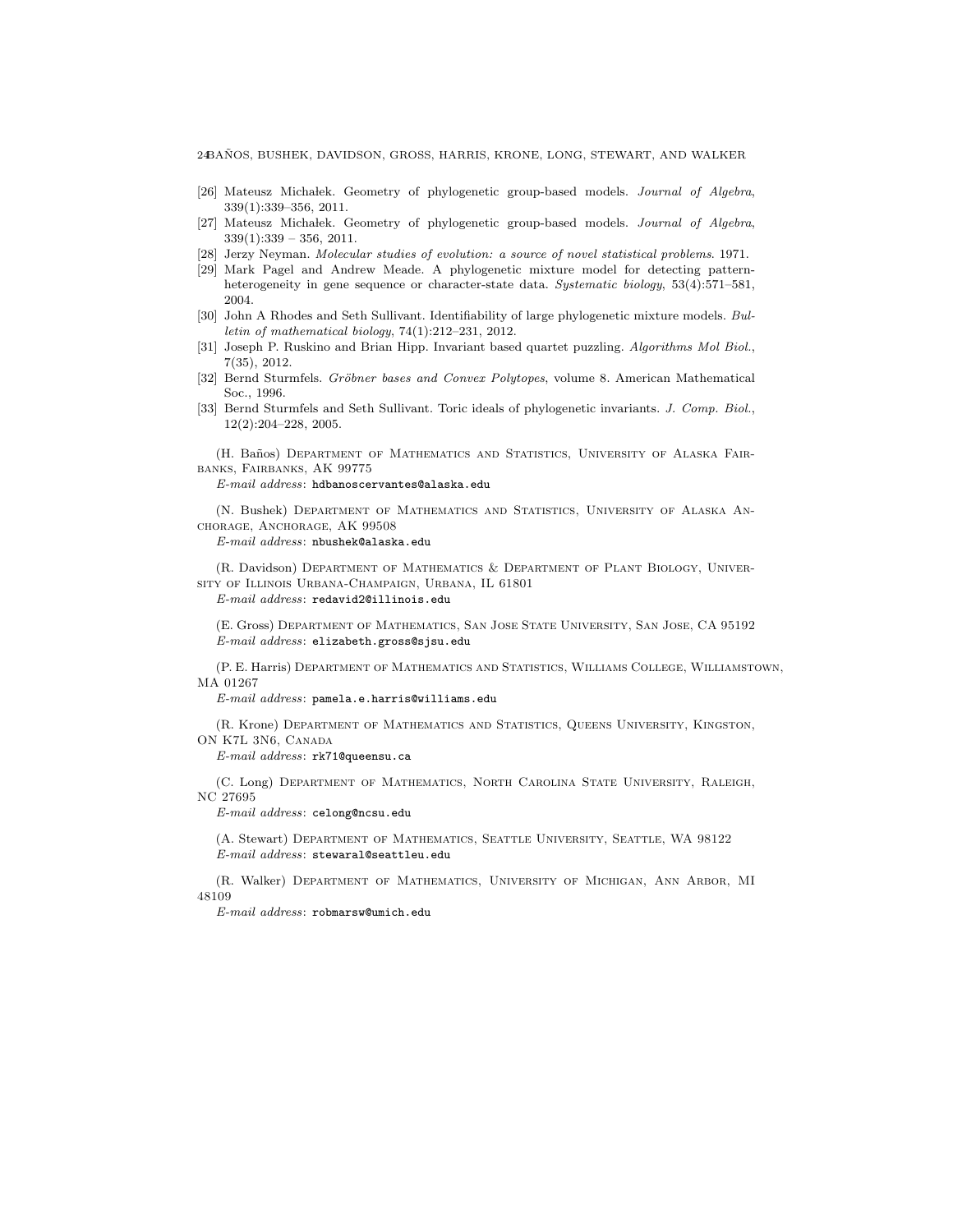[26] Mateusz Michałek. Geometry of phylogenetic group-based models. *Journal of Algebra*, 339(1):339–356, 2011.

[27] Mateusz Michałek. Geometry of phylogenetic group-based models. *Journal of Algebra*, 339(1):339 – 356, 2011.

[28] Jerzy Neyman. *Molecular studies of evolution: a source of novel statistical problems*. 1971.

[29] Mark Pagel and Andrew Meade. A phylogenetic mixture model for detecting pattern-heterogeneity in gene sequence or character-state data. *Systematic biology*, 53(4):571–581, 2004.

[30] John A Rhodes and Seth Sullivant. Identifiability of large phylogenetic mixture models. *Bulletin of mathematical biology*, 74(1):212–231, 2012.

[31] Joseph P. Ruskino and Brian Hipp. Invariant based quartet puzzling. *Algorithms Mol Biol.*, 7(35), 2012.

[32] Bernd Sturmfels. *Gröbner bases and Convex Polytopes*, volume 8. American Mathematical Soc., 1996.

[33] Bernd Sturmfels and Seth Sullivant. Toric ideals of phylogenetic invariants. *J. Comp. Biol.*, 12(2):204–228, 2005.

(H. Baños) Department of Mathematics and Statistics, University of Alaska Fairbanks, Fairbanks, AK 99775
*E-mail address*: hdbanoscervantes@alaska.edu

(N. Bushek) Department of Mathematics and Statistics, University of Alaska Anchorage, Anchorage, AK 99508
*E-mail address*: nbushek@alaska.edu

(R. Davidson) Department of Mathematics & Department of Plant Biology, University of Illinois Urbana-Champaign, Urbana, IL 61801
*E-mail address*: redavid2@illinois.edu

(E. Gross) Department of Mathematics, San Jose State University, San Jose, CA 95192
*E-mail address*: elizabeth.gross@sjsu.edu

(P. E. Harris) Department of Mathematics and Statistics, Williams College, Williamstown, MA 01267
*E-mail address*: pamela.e.harris@williams.edu

(R. Krone) Department of Mathematics and Statistics, Queens University, Kingston, ON K7L 3N6, Canada
*E-mail address*: rk71@queensu.ca

(C. Long) Department of Mathematics, North Carolina State University, Raleigh, NC 27695
*E-mail address*: celong@ncsu.edu

(A. Stewart) Department of Mathematics, Seattle University, Seattle, WA 98122
*E-mail address*: stewartal@seattleu.edu

(R. Walker) Department of Mathematics, University of Michigan, Ann Arbor, MI 48109
*E-mail address*: robmarsw@umich.edu